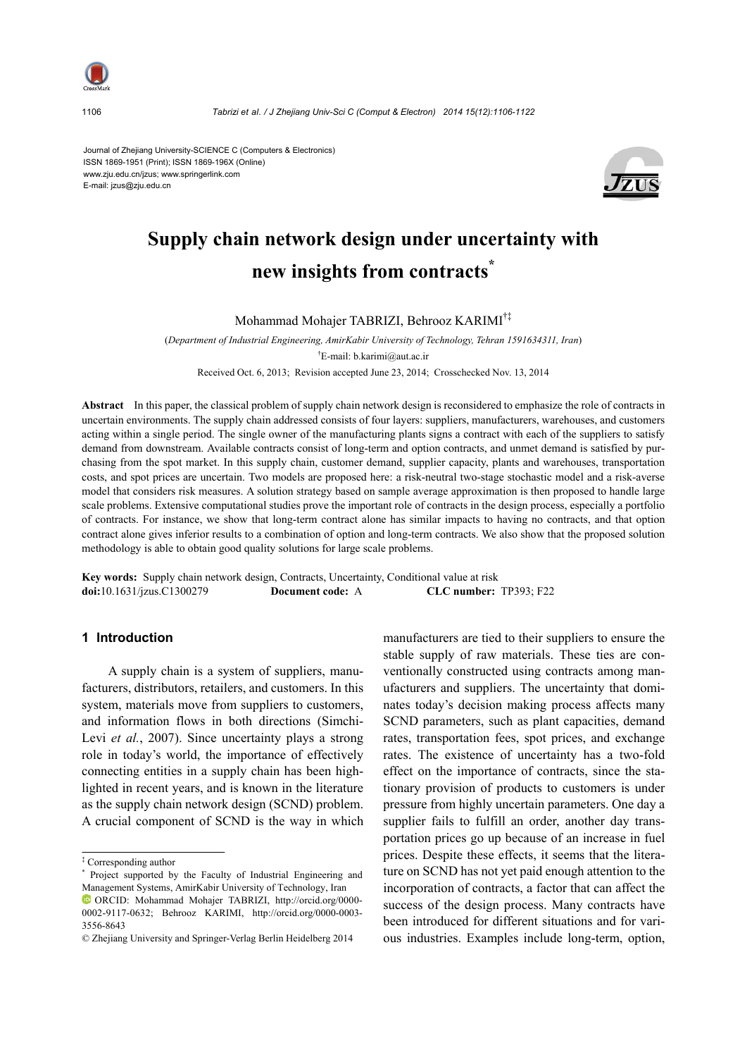Journal of Zhejiang University-SCIENCE C (Computers & Electronics)
ISSN 1869-1951 (Print); ISSN 1869-196X (Online)
www.zju.edu.cn/jzus; www.springerlink.com
E-mail: jzus@zju.edu.cn

# Supply chain network design under uncertainty with new insights from contracts*

Mohammad Mohajer TABRIZI, Behrooz KARIMI[†‡]

(*Department of Industrial Engineering, AmirKabir University of Technology, Tehran 1591634311, Iran*)

[†]E-mail: b.karimi@aut.ac.ir

Received Oct. 6, 2013; Revision accepted June 23, 2014; Crosschecked Nov. 13, 2014

**Abstract** In this paper, the classical problem of supply chain network design is reconsidered to emphasize the role of contracts in uncertain environments. The supply chain addressed consists of four layers: suppliers, manufacturers, warehouses, and customers acting within a single period. The single owner of the manufacturing plants signs a contract with each of the suppliers to satisfy demand from downstream. Available contracts consist of long-term and option contracts, and unmet demand is satisfied by purchasing from the spot market. In this supply chain, customer demand, supplier capacity, plants and warehouses, transportation costs, and spot prices are uncertain. Two models are proposed here: a risk-neutral two-stage stochastic model and a risk-averse model that considers risk measures. A solution strategy based on sample average approximation is then proposed to handle large scale problems. Extensive computational studies prove the important role of contracts in the design process, especially a portfolio of contracts. For instance, we show that long-term contract alone has similar impacts to having no contracts, and that option contract alone gives inferior results to a combination of option and long-term contracts. We also show that the proposed solution methodology is able to obtain good quality solutions for large scale problems.

**Key words:** Supply chain network design, Contracts, Uncertainty, Conditional value at risk

**doi:** 10.1631/jzus.C1300279 **Document code:** A **CLC number:** TP393; F22

## 1 Introduction

A supply chain is a system of suppliers, manufacturers, distributors, retailers, and customers. In this system, materials move from suppliers to customers, and information flows in both directions (Simchi-Levi *et al.*, 2007). Since uncertainty plays a strong role in today's world, the importance of effectively connecting entities in a supply chain has been highlighted in recent years, and is known in the literature as the supply chain network design (SCND) problem. A crucial component of SCND is the way in which manufacturers are tied to their suppliers to ensure the stable supply of raw materials. These ties are conventionally constructed using contracts among manufacturers and suppliers. The uncertainty that dominates today's decision making process affects many SCND parameters, such as plant capacities, demand rates, transportation fees, spot prices, and exchange rates. The existence of uncertainty has a two-fold effect on the importance of contracts, since the stationary provision of products to customers is under pressure from highly uncertain parameters. One day a supplier fails to fulfill an order, another day transportation prices go up because of an increase in fuel prices. Despite these effects, it seems that the literature on SCND has not yet paid enough attention to the incorporation of contracts, a factor that can affect the success of the design process. Many contracts have been introduced for different situations and for various industries. Examples include long-term, option,

---

[‡] Corresponding author

[*] Project supported by the Faculty of Industrial Engineering and Management Systems, AmirKabir University of Technology, Iran

ORCID: Mohammad Mohajer TABRIZI, http://orcid.org/0000-0002-9117-0632; Behrooz KARIMI, http://orcid.org/0000-0003-3556-8643

© Zhejiang University and Springer-Verlag Berlin Heidelberg 2014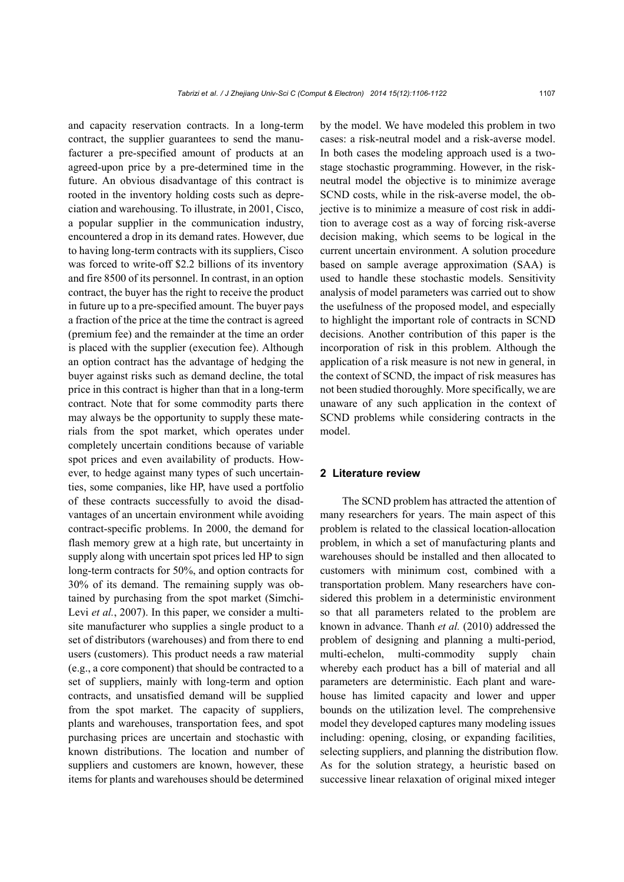and capacity reservation contracts. In a long-term contract, the supplier guarantees to send the manufacturer a pre-specified amount of products at an agreed-upon price by a pre-determined time in the future. An obvious disadvantage of this contract is rooted in the inventory holding costs such as depreciation and warehousing. To illustrate, in 2001, Cisco, a popular supplier in the communication industry, encountered a drop in its demand rates. However, due to having long-term contracts with its suppliers, Cisco was forced to write-off $2.2 billions of its inventory and fire 8500 of its personnel. In contrast, in an option contract, the buyer has the right to receive the product in future up to a pre-specified amount. The buyer pays a fraction of the price at the time the contract is agreed (premium fee) and the remainder at the time an order is placed with the supplier (execution fee). Although an option contract has the advantage of hedging the buyer against risks such as demand decline, the total price in this contract is higher than that in a long-term contract. Note that for some commodity parts there may always be the opportunity to supply these materials from the spot market, which operates under completely uncertain conditions because of variable spot prices and even availability of products. However, to hedge against many types of such uncertainties, some companies, like HP, have used a portfolio of these contracts successfully to avoid the disadvantages of an uncertain environment while avoiding contract-specific problems. In 2000, the demand for flash memory grew at a high rate, but uncertainty in supply along with uncertain spot prices led HP to sign long-term contracts for 50%, and option contracts for 30% of its demand. The remaining supply was obtained by purchasing from the spot market (Simchi-Levi *et al.*, 2007). In this paper, we consider a multi-site manufacturer who supplies a single product to a set of distributors (warehouses) and from there to end users (customers). This product needs a raw material (e.g., a core component) that should be contracted to a set of suppliers, mainly with long-term and option contracts, and unsatisfied demand will be supplied from the spot market. The capacity of suppliers, plants and warehouses, transportation fees, and spot purchasing prices are uncertain and stochastic with known distributions. The location and number of suppliers and customers are known, however, these items for plants and warehouses should be determined by the model. We have modeled this problem in two cases: a risk-neutral model and a risk-averse model. In both cases the modeling approach used is a two-stage stochastic programming. However, in the risk-neutral model the objective is to minimize average SCND costs, while in the risk-averse model, the objective is to minimize a measure of cost risk in addition to average cost as a way of forcing risk-averse decision making, which seems to be logical in the current uncertain environment. A solution procedure based on sample average approximation (SAA) is used to handle these stochastic models. Sensitivity analysis of model parameters was carried out to show the usefulness of the proposed model, and especially to highlight the important role of contracts in SCND decisions. Another contribution of this paper is the incorporation of risk in this problem. Although the application of a risk measure is not new in general, in the context of SCND, the impact of risk measures has not been studied thoroughly. More specifically, we are unaware of any such application in the context of SCND problems while considering contracts in the model.

## 2 Literature review

The SCND problem has attracted the attention of many researchers for years. The main aspect of this problem is related to the classical location-allocation problem, in which a set of manufacturing plants and warehouses should be installed and then allocated to customers with minimum cost, combined with a transportation problem. Many researchers have considered this problem in a deterministic environment so that all parameters related to the problem are known in advance. Thanh *et al.* (2010) addressed the problem of designing and planning a multi-period, multi-echelon, multi-commodity supply chain whereby each product has a bill of material and all parameters are deterministic. Each plant and warehouse has limited capacity and lower and upper bounds on the utilization level. The comprehensive model they developed captures many modeling issues including: opening, closing, or expanding facilities, selecting suppliers, and planning the distribution flow. As for the solution strategy, a heuristic based on successive linear relaxation of original mixed integer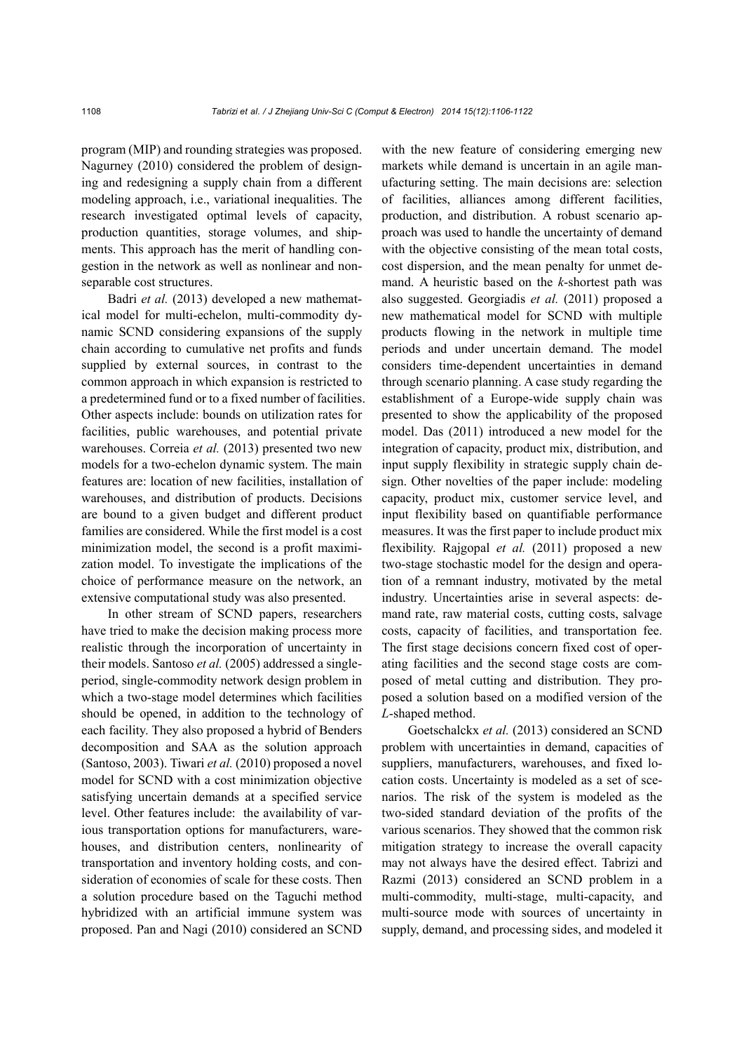program (MIP) and rounding strategies was proposed. Nagurney (2010) considered the problem of designing and redesigning a supply chain from a different modeling approach, i.e., variational inequalities. The research investigated optimal levels of capacity, production quantities, storage volumes, and shipments. This approach has the merit of handling congestion in the network as well as nonlinear and nonseparable cost structures.

Badri *et al.* (2013) developed a new mathematical model for multi-echelon, multi-commodity dynamic SCND considering expansions of the supply chain according to cumulative net profits and funds supplied by external sources, in contrast to the common approach in which expansion is restricted to a predetermined fund or to a fixed number of facilities. Other aspects include: bounds on utilization rates for facilities, public warehouses, and potential private warehouses. Correia *et al.* (2013) presented two new models for a two-echelon dynamic system. The main features are: location of new facilities, installation of warehouses, and distribution of products. Decisions are bound to a given budget and different product families are considered. While the first model is a cost minimization model, the second is a profit maximization model. To investigate the implications of the choice of performance measure on the network, an extensive computational study was also presented.

In other stream of SCND papers, researchers have tried to make the decision making process more realistic through the incorporation of uncertainty in their models. Santoso *et al.* (2005) addressed a single-period, single-commodity network design problem in which a two-stage model determines which facilities should be opened, in addition to the technology of each facility. They also proposed a hybrid of Benders decomposition and SAA as the solution approach (Santoso, 2003). Tiwari *et al.* (2010) proposed a novel model for SCND with a cost minimization objective satisfying uncertain demands at a specified service level. Other features include: the availability of various transportation options for manufacturers, warehouses, and distribution centers, nonlinearity of transportation and inventory holding costs, and consideration of economies of scale for these costs. Then a solution procedure based on the Taguchi method hybridized with an artificial immune system was proposed. Pan and Nagi (2010) considered an SCND with the new feature of considering emerging new markets while demand is uncertain in an agile manufacturing setting. The main decisions are: selection of facilities, alliances among different facilities, production, and distribution. A robust scenario approach was used to handle the uncertainty of demand with the objective consisting of the mean total costs, cost dispersion, and the mean penalty for unmet demand. A heuristic based on the *k*-shortest path was also suggested. Georgiadis *et al.* (2011) proposed a new mathematical model for SCND with multiple products flowing in the network in multiple time periods and under uncertain demand. The model considers time-dependent uncertainties in demand through scenario planning. A case study regarding the establishment of a Europe-wide supply chain was presented to show the applicability of the proposed model. Das (2011) introduced a new model for the integration of capacity, product mix, distribution, and input supply flexibility in strategic supply chain design. Other novelties of the paper include: modeling capacity, product mix, customer service level, and input flexibility based on quantifiable performance measures. It was the first paper to include product mix flexibility. Rajgopal *et al.* (2011) proposed a new two-stage stochastic model for the design and operation of a remnant industry, motivated by the metal industry. Uncertainties arise in several aspects: demand rate, raw material costs, cutting costs, salvage costs, capacity of facilities, and transportation fee. The first stage decisions concern fixed cost of operating facilities and the second stage costs are composed of metal cutting and distribution. They proposed a solution based on a modified version of the *L*-shaped method.

Goetschalckx *et al.* (2013) considered an SCND problem with uncertainties in demand, capacities of suppliers, manufacturers, warehouses, and fixed location costs. Uncertainty is modeled as a set of scenarios. The risk of the system is modeled as the two-sided standard deviation of the profits of the various scenarios. They showed that the common risk mitigation strategy to increase the overall capacity may not always have the desired effect. Tabrizi and Razmi (2013) considered an SCND problem in a multi-commodity, multi-stage, multi-capacity, and multi-source mode with sources of uncertainty in supply, demand, and processing sides, and modeled it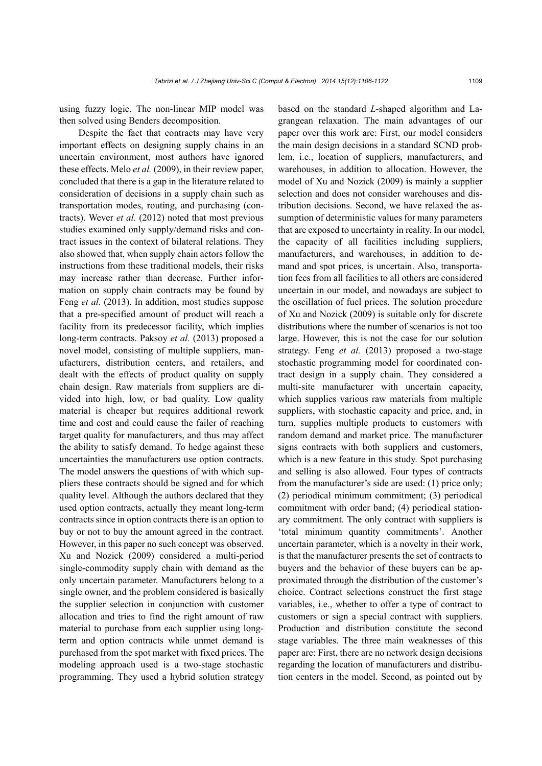using fuzzy logic. The non-linear MIP model was then solved using Benders decomposition.

Despite the fact that contracts may have very important effects on designing supply chains in an uncertain environment, most authors have ignored these effects. Melo *et al.* (2009), in their review paper, concluded that there is a gap in the literature related to consideration of decisions in a supply chain such as transportation modes, routing, and purchasing (contracts). Wever *et al.* (2012) noted that most previous studies examined only supply/demand risks and contract issues in the context of bilateral relations. They also showed that, when supply chain actors follow the instructions from these traditional models, their risks may increase rather than decrease. Further information on supply chain contracts may be found by Feng *et al.* (2013). In addition, most studies suppose that a pre-specified amount of product will reach a facility from its predecessor facility, which implies long-term contracts. Paksoy *et al.* (2013) proposed a novel model, consisting of multiple suppliers, manufacturers, distribution centers, and retailers, and dealt with the effects of product quality on supply chain design. Raw materials from suppliers are divided into high, low, or bad quality. Low quality material is cheaper but requires additional rework time and cost and could cause the failer of reaching target quality for manufacturers, and thus may affect the ability to satisfy demand. To hedge against these uncertainties the manufacturers use option contracts. The model answers the questions of with which suppliers these contracts should be signed and for which quality level. Although the authors declared that they used option contracts, actually they meant long-term contracts since in option contracts there is an option to buy or not to buy the amount agreed in the contract. However, in this paper no such concept was observed. Xu and Nozick (2009) considered a multi-period single-commodity supply chain with demand as the only uncertain parameter. Manufacturers belong to a single owner, and the problem considered is basically the supplier selection in conjunction with customer allocation and tries to find the right amount of raw material to purchase from each supplier using long-term and option contracts while unmet demand is purchased from the spot market with fixed prices. The modeling approach used is a two-stage stochastic programming. They used a hybrid solution strategy based on the standard *L*-shaped algorithm and Lagrangean relaxation. The main advantages of our paper over this work are: First, our model considers the main design decisions in a standard SCND problem, i.e., location of suppliers, manufacturers, and warehouses, in addition to allocation. However, the model of Xu and Nozick (2009) is mainly a supplier selection and does not consider warehouses and distribution decisions. Second, we have relaxed the assumption of deterministic values for many parameters that are exposed to uncertainty in reality. In our model, the capacity of all facilities including suppliers, manufacturers, and warehouses, in addition to demand and spot prices, is uncertain. Also, transportation fees from all facilities to all others are considered uncertain in our model, and nowadays are subject to the oscillation of fuel prices. The solution procedure of Xu and Nozick (2009) is suitable only for discrete distributions where the number of scenarios is not too large. However, this is not the case for our solution strategy. Feng *et al.* (2013) proposed a two-stage stochastic programming model for coordinated contract design in a supply chain. They considered a multi-site manufacturer with uncertain capacity, which supplies various raw materials from multiple suppliers, with stochastic capacity and price, and, in turn, supplies multiple products to customers with random demand and market price. The manufacturer signs contracts with both suppliers and customers, which is a new feature in this study. Spot purchasing and selling is also allowed. Four types of contracts from the manufacturer's side are used: (1) price only; (2) periodical minimum commitment; (3) periodical commitment with order band; (4) periodical stationary commitment. The only contract with suppliers is 'total minimum quantity commitments'. Another uncertain parameter, which is a novelty in their work, is that the manufacturer presents the set of contracts to buyers and the behavior of these buyers can be approximated through the distribution of the customer's choice. Contract selections construct the first stage variables, i.e., whether to offer a type of contract to customers or sign a special contract with suppliers. Production and distribution constitute the second stage variables. The three main weaknesses of this paper are: First, there are no network design decisions regarding the location of manufacturers and distribution centers in the model. Second, as pointed out by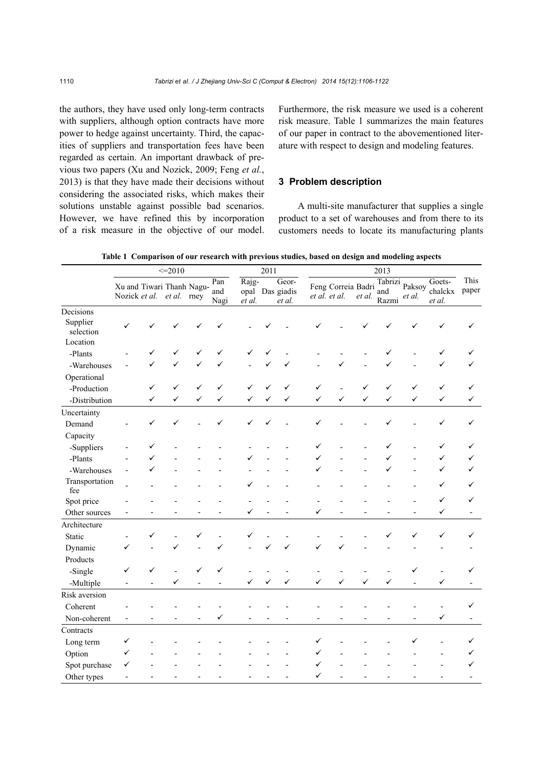the authors, they have used only long-term contracts with suppliers, although option contracts have more power to hedge against uncertainty. Third, the capacities of suppliers and transportation fees have been regarded as certain. An important drawback of previous two papers (Xu and Nozick, 2009; Feng *et al.*, 2013) is that they have made their decisions without considering the associated risks, which makes their solutions unstable against possible bad scenarios. However, we have refined this by incorporation of a risk measure in the objective of our model. Furthermore, the risk measure we used is a coherent risk measure. Table 1 summarizes the main features of our paper in contract to the abovementioned literature with respect to design and modeling features.

## 3 Problem description

A multi-site manufacturer that supplies a single product to a set of warehouses and from there to its customers needs to locate its manufacturing plants

**Table 1 Comparison of our research with previous studies, based on design and modeling aspects**

| | <=2010 | | | | | 2011 | | | 2013 | | | | | | This paper |
|---|---|---|---|---|---|---|---|---|---|---|---|---|---|---|---|
| | Xu and Nozick | Tiwari *et al.* | Thanh *et al.* | Nagurney | Pan and Nagi | Rajgopal *et al.* | Das | Georgiadis *et al.* | Feng *et al.* | Correia *et al.* | Badri *et al.* | Tabrizi and Razmi | Paksoy *et al.* | Goetschalckx *et al.* | |
| Decisions | | | | | | | | | | | | | | | |
| Supplier selection | ✓ | ✓ | ✓ | ✓ | ✓ | - | ✓ | - | ✓ | - | ✓ | ✓ | ✓ | ✓ | ✓ |
| Location | | | | | | | | | | | | | | | |
| -Plants | - | ✓ | ✓ | ✓ | ✓ | ✓ | ✓ | - | - | - | - | ✓ | - | ✓ | ✓ |
| -Warehouses | - | ✓ | ✓ | ✓ | ✓ | - | ✓ | ✓ | - | ✓ | - | ✓ | - | ✓ | ✓ |
| Operational | | | | | | | | | | | | | | | |
| -Production | | ✓ | ✓ | ✓ | ✓ | ✓ | ✓ | ✓ | ✓ | - | ✓ | ✓ | ✓ | ✓ | ✓ |
| -Distribution | | ✓ | ✓ | ✓ | ✓ | ✓ | ✓ | ✓ | ✓ | ✓ | ✓ | ✓ | ✓ | ✓ | ✓ |
| Uncertainty | | | | | | | | | | | | | | | |
| Demand | - | ✓ | ✓ | - | ✓ | ✓ | ✓ | - | ✓ | - | - | ✓ | - | ✓ | ✓ |
| Capacity | | | | | | | | | | | | | | | |
| -Suppliers | - | ✓ | - | - | - | - | - | - | ✓ | - | - | ✓ | - | ✓ | ✓ |
| -Plants | - | ✓ | - | - | - | ✓ | - | - | ✓ | - | - | ✓ | - | ✓ | ✓ |
| -Warehouses | - | ✓ | - | - | - | - | - | - | ✓ | - | - | ✓ | - | ✓ | ✓ |
| Transportation fee | - | - | - | - | - | ✓ | - | - | - | - | - | - | - | ✓ | ✓ |
| Spot price | - | - | - | - | - | - | - | - | - | - | - | - | - | ✓ | ✓ |
| Other sources | - | - | - | - | - | ✓ | - | - | ✓ | - | - | - | - | ✓ | - |
| Architecture | | | | | | | | | | | | | | | |
| Static | - | ✓ | - | ✓ | - | ✓ | - | - | - | - | - | ✓ | ✓ | ✓ | ✓ |
| Dynamic | ✓ | - | ✓ | - | ✓ | - | ✓ | ✓ | ✓ | ✓ | - | - | - | - | - |
| Products | | | | | | | | | | | | | | | |
| -Single | ✓ | ✓ | - | ✓ | ✓ | - | - | - | - | - | - | - | ✓ | - | ✓ |
| -Multiple | - | - | ✓ | - | - | ✓ | ✓ | ✓ | ✓ | ✓ | ✓ | ✓ | - | ✓ | - |
| Risk aversion | | | | | | | | | | | | | | | |
| Coherent | - | - | - | - | - | - | - | - | - | - | - | - | - | - | ✓ |
| Non-coherent | - | - | - | - | ✓ | - | - | - | - | - | - | - | - | ✓ | - |
| Contracts | | | | | | | | | | | | | | | |
| Long term | ✓ | - | - | - | - | - | - | - | ✓ | - | - | - | ✓ | - | ✓ |
| Option | ✓ | - | - | - | - | - | - | - | ✓ | - | - | - | - | - | ✓ |
| Spot purchase | ✓ | - | - | - | - | - | - | - | ✓ | - | - | - | - | - | ✓ |
| Other types | - | - | - | - | - | - | - | - | ✓ | - | - | - | - | - | - |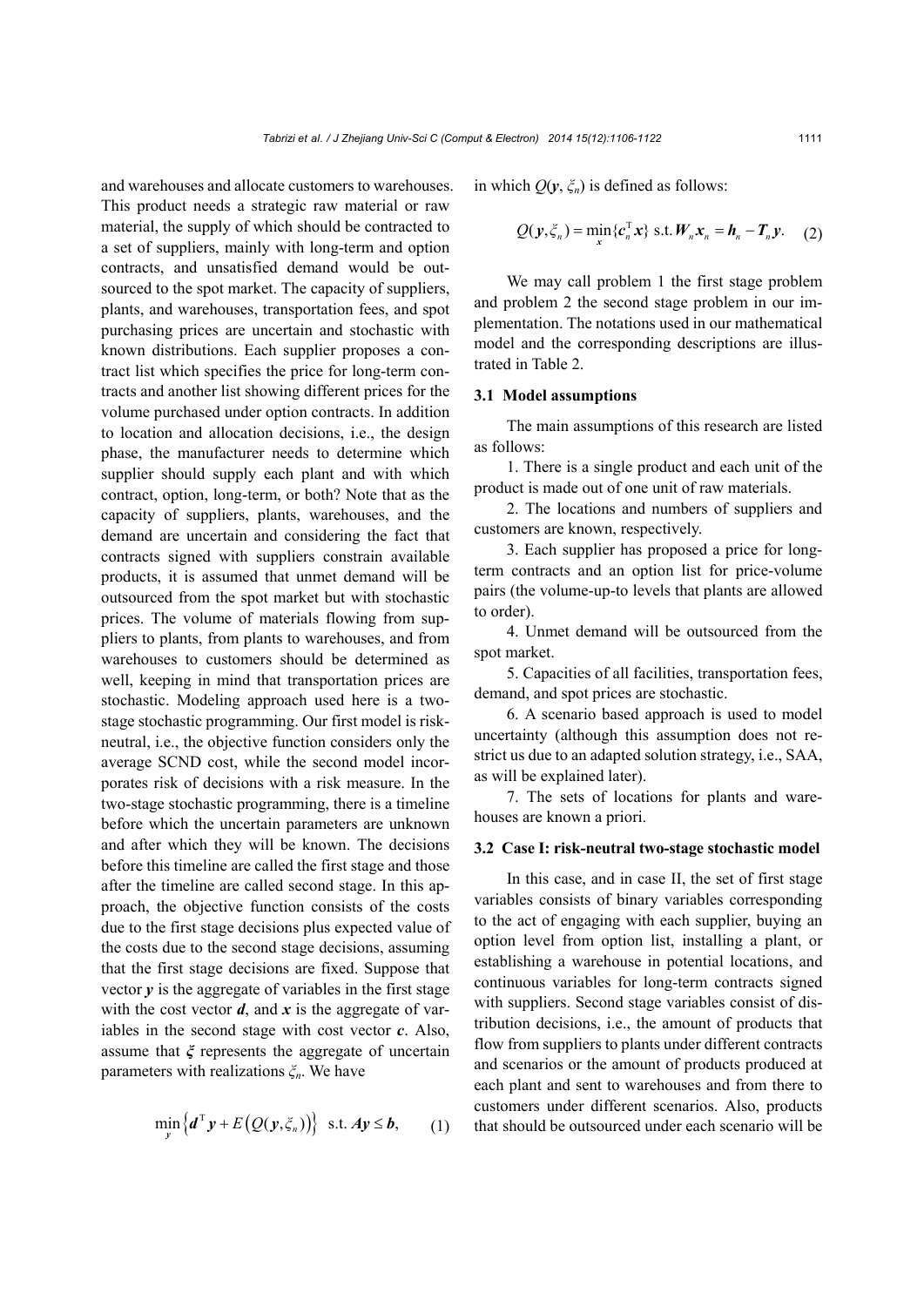and warehouses and allocate customers to warehouses. This product needs a strategic raw material or raw material, the supply of which should be contracted to a set of suppliers, mainly with long-term and option contracts, and unsatisfied demand would be outsourced to the spot market. The capacity of suppliers, plants, and warehouses, transportation fees, and spot purchasing prices are uncertain and stochastic with known distributions. Each supplier proposes a contract list which specifies the price for long-term contracts and another list showing different prices for the volume purchased under option contracts. In addition to location and allocation decisions, i.e., the design phase, the manufacturer needs to determine which supplier should supply each plant and with which contract, option, long-term, or both? Note that as the capacity of suppliers, plants, warehouses, and the demand are uncertain and considering the fact that contracts signed with suppliers constrain available products, it is assumed that unmet demand will be outsourced from the spot market but with stochastic prices. The volume of materials flowing from suppliers to plants, from plants to warehouses, and from warehouses to customers should be determined as well, keeping in mind that transportation prices are stochastic. Modeling approach used here is a two-stage stochastic programming. Our first model is risk-neutral, i.e., the objective function considers only the average SCND cost, while the second model incorporates risk of decisions with a risk measure. In the two-stage stochastic programming, there is a timeline before which the uncertain parameters are unknown and after which they will be known. The decisions before this timeline are called the first stage and those after the timeline are called second stage. In this approach, the objective function consists of the costs due to the first stage decisions plus expected value of the costs due to the second stage decisions, assuming that the first stage decisions are fixed. Suppose that vector $\boldsymbol{y}$ is the aggregate of variables in the first stage with the cost vector $\boldsymbol{d}$, and $\boldsymbol{x}$ is the aggregate of variables in the second stage with cost vector $\boldsymbol{c}$. Also, assume that $\boldsymbol{\xi}$ represents the aggregate of uncertain parameters with realizations $\xi_n$. We have

$$\min_{\boldsymbol{y}} \left\{ \boldsymbol{d}^{\mathrm{T}} \boldsymbol{y} + E\left(Q(\boldsymbol{y}, \xi_n)\right) \right\} \ \text{ s.t. } \boldsymbol{A}\boldsymbol{y} \leq \boldsymbol{b}, \tag{1}$$

in which $Q(\boldsymbol{y}, \xi_n)$ is defined as follows:

$$Q(\boldsymbol{y}, \xi_n) = \min_{\boldsymbol{x}} \{ \boldsymbol{c}_n^{\mathrm{T}} \boldsymbol{x} \} \ \text{s.t.} \ \boldsymbol{W}_n \boldsymbol{x}_n = \boldsymbol{h}_n - \boldsymbol{T}_n \boldsymbol{y}. \tag{2}$$

We may call problem 1 the first stage problem and problem 2 the second stage problem in our implementation. The notations used in our mathematical model and the corresponding descriptions are illustrated in Table 2.

### 3.1 Model assumptions

The main assumptions of this research are listed as follows:

1. There is a single product and each unit of the product is made out of one unit of raw materials.

2. The locations and numbers of suppliers and customers are known, respectively.

3. Each supplier has proposed a price for long-term contracts and an option list for price-volume pairs (the volume-up-to levels that plants are allowed to order).

4. Unmet demand will be outsourced from the spot market.

5. Capacities of all facilities, transportation fees, demand, and spot prices are stochastic.

6. A scenario based approach is used to model uncertainty (although this assumption does not restrict us due to an adapted solution strategy, i.e., SAA, as will be explained later).

7. The sets of locations for plants and warehouses are known a priori.

### 3.2 Case I: risk-neutral two-stage stochastic model

In this case, and in case II, the set of first stage variables consists of binary variables corresponding to the act of engaging with each supplier, buying an option level from option list, installing a plant, or establishing a warehouse in potential locations, and continuous variables for long-term contracts signed with suppliers. Second stage variables consist of distribution decisions, i.e., the amount of products that flow from suppliers to plants under different contracts and scenarios or the amount of products produced at each plant and sent to warehouses and from there to customers under different scenarios. Also, products that should be outsourced under each scenario will be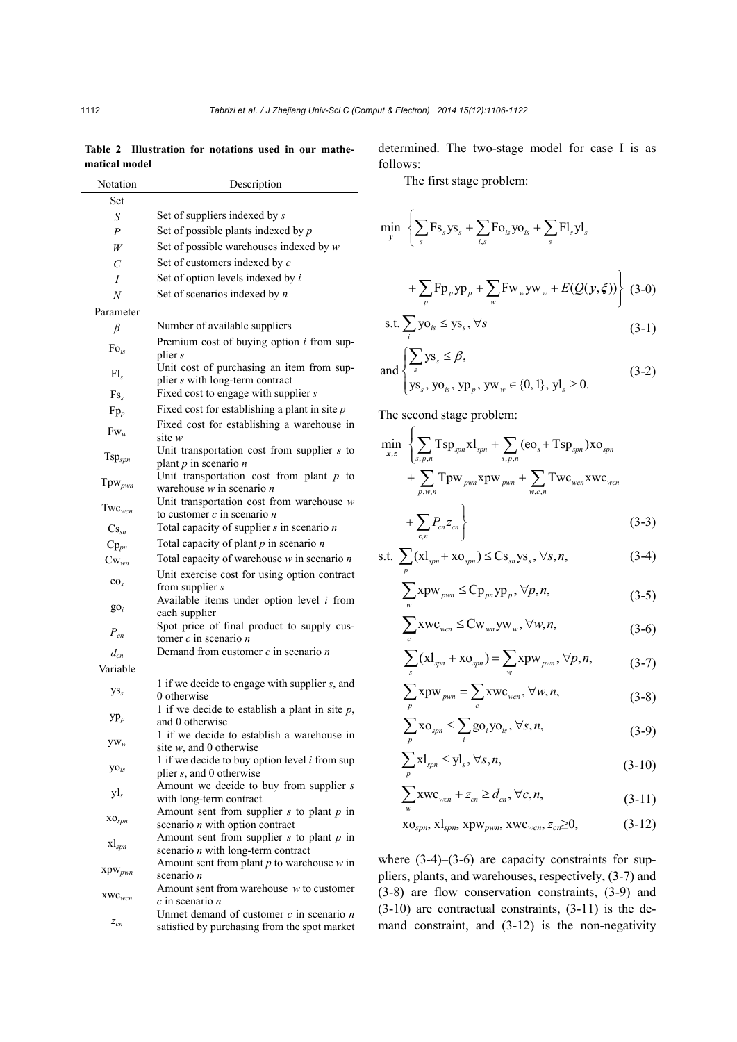**Table 2 Illustration for notations used in our mathematical model**

| Notation | Description |
|---|---|
| Set | |
| $S$ | Set of suppliers indexed by $s$ |
| $P$ | Set of possible plants indexed by $p$ |
| $W$ | Set of possible warehouses indexed by $w$ |
| $C$ | Set of customers indexed by $c$ |
| $I$ | Set of option levels indexed by $i$ |
| $N$ | Set of scenarios indexed by $n$ |
| Parameter | |
| $\beta$ | Number of available suppliers |
| $\mathrm{Fo}_{is}$ | Premium cost of buying option $i$ from supplier $s$ |
| $\mathrm{Fl}_s$ | Unit cost of purchasing an item from supplier $s$ with long-term contract |
| $\mathrm{Fs}_s$ | Fixed cost to engage with supplier $s$ |
| $\mathrm{Fp}_p$ | Fixed cost for establishing a plant in site $p$ |
| $\mathrm{Fw}_w$ | Fixed cost for establishing a warehouse in site $w$ |
| $\mathrm{Tsp}_{spn}$ | Unit transportation cost from supplier $s$ to plant $p$ in scenario $n$ |
| $\mathrm{Tpw}_{pwn}$ | Unit transportation cost from plant $p$ to warehouse $w$ in scenario $n$ |
| $\mathrm{Twc}_{wcn}$ | Unit transportation cost from warehouse $w$ to customer $c$ in scenario $n$ |
| $\mathrm{Cs}_{sn}$ | Total capacity of supplier $s$ in scenario $n$ |
| $\mathrm{Cp}_{pn}$ | Total capacity of plant $p$ in scenario $n$ |
| $\mathrm{Cw}_{wn}$ | Total capacity of warehouse $w$ in scenario $n$ |
| $\mathrm{eo}_s$ | Unit exercise cost for using option contract from supplier $s$ |
| $\mathrm{go}_i$ | Available items under option level $i$ from each supplier |
| $P_{cn}$ | Spot price of final product to supply customer $c$ in scenario $n$ |
| $d_{cn}$ | Demand from customer $c$ in scenario $n$ |
| Variable | |
| $\mathrm{ys}_s$ | 1 if we decide to engage with supplier $s$, and 0 otherwise |
| $\mathrm{yp}_p$ | 1 if we decide to establish a plant in site $p$, and 0 otherwise |
| $\mathrm{yw}_w$ | 1 if we decide to establish a warehouse in site $w$, and 0 otherwise |
| $\mathrm{yo}_{is}$ | 1 if we decide to buy option level $i$ from supplier $s$, and 0 otherwise |
| $\mathrm{yl}_s$ | Amount we decide to buy from supplier $s$ with long-term contract |
| $\mathrm{xo}_{spn}$ | Amount sent from supplier $s$ to plant $p$ in scenario $n$ with option contract |
| $\mathrm{xl}_{spn}$ | Amount sent from supplier $s$ to plant $p$ in scenario $n$ with long-term contract |
| $\mathrm{xpw}_{pwn}$ | Amount sent from plant $p$ to warehouse $w$ in scenario $n$ |
| $\mathrm{xwc}_{wcn}$ | Amount sent from warehouse $w$ to customer $c$ in scenario $n$ |
| $z_{cn}$ | Unmet demand of customer $c$ in scenario $n$ satisfied by purchasing from the spot market |

determined. The two-stage model for case I is as follows:

The first stage problem:

$$\min_{\boldsymbol{y}} \left\{ \sum_s \mathrm{Fs}_s \mathrm{ys}_s + \sum_{i,s} \mathrm{Fo}_{is} \mathrm{yo}_{is} + \sum_s \mathrm{Fl}_s \mathrm{yl}_s + \sum_p \mathrm{Fp}_p \mathrm{yp}_p + \sum_w \mathrm{Fw}_w \mathrm{yw}_w + E(Q(\boldsymbol{y}, \boldsymbol{\xi})) \right\} \quad (3\text{-}0)$$

$$\text{s.t.} \sum_i \mathrm{yo}_{is} \le \mathrm{ys}_s, \ \forall s \quad (3\text{-}1)$$

$$\text{and} \begin{cases} \sum_s \mathrm{ys}_s \le \beta, \\ \mathrm{ys}_s, \mathrm{yo}_{is}, \mathrm{yp}_p, \mathrm{yw}_w \in \{0,1\}, \ \mathrm{yl}_s \ge 0. \end{cases} \quad (3\text{-}2)$$

The second stage problem:

$$\min_{\boldsymbol{x},\boldsymbol{z}} \left\{ \sum_{s,p,n} \mathrm{Tsp}_{spn} \mathrm{xl}_{spn} + \sum_{s,p,n} (\mathrm{eo}_s + \mathrm{Tsp}_{spn}) \mathrm{xo}_{spn} + \sum_{p,w,n} \mathrm{Tpw}_{pwn} \mathrm{xpw}_{pwn} + \sum_{w,c,n} \mathrm{Twc}_{wcn} \mathrm{xwc}_{wcn} + \sum_{c,n} P_{cn} z_{cn} \right\} \quad (3\text{-}3)$$

$$\text{s.t.} \sum_p (\mathrm{xl}_{spn} + \mathrm{xo}_{spn}) \le \mathrm{Cs}_{sn} \mathrm{ys}_s, \ \forall s, n, \quad (3\text{-}4)$$

$$\sum_w \mathrm{xpw}_{pwn} \le \mathrm{Cp}_{pn} \mathrm{yp}_p, \ \forall p, n, \quad (3\text{-}5)$$

$$\sum_c \mathrm{xwc}_{wcn} \le \mathrm{Cw}_{wn} \mathrm{yw}_w, \ \forall w, n, \quad (3\text{-}6)$$

$$\sum_s (\mathrm{xl}_{spn} + \mathrm{xo}_{spn}) = \sum_w \mathrm{xpw}_{pwn}, \ \forall p, n, \quad (3\text{-}7)$$

$$\sum_p \mathrm{xpw}_{pwn} = \sum_c \mathrm{xwc}_{wcn}, \ \forall w, n, \quad (3\text{-}8)$$

$$\sum_p \mathrm{xo}_{spn} \le \sum_i \mathrm{go}_i \mathrm{yo}_{is}, \ \forall s, n, \quad (3\text{-}9)$$

$$\sum_p \mathrm{xl}_{spn} \le \mathrm{yl}_s, \ \forall s, n, \quad (3\text{-}10)$$

$$\sum_w \mathrm{xwc}_{wcn} + z_{cn} \ge d_{cn}, \ \forall c, n, \quad (3\text{-}11)$$

$$\mathrm{xo}_{spn}, \mathrm{xl}_{spn}, \mathrm{xpw}_{pwn}, \mathrm{xwc}_{wcn}, z_{cn} \ge 0, \quad (3\text{-}12)$$

where (3-4)–(3-6) are capacity constraints for suppliers, plants, and warehouses, respectively, (3-7) and (3-8) are flow conservation constraints, (3-9) and (3-10) are contractual constraints, (3-11) is the demand constraint, and (3-12) is the non-negativity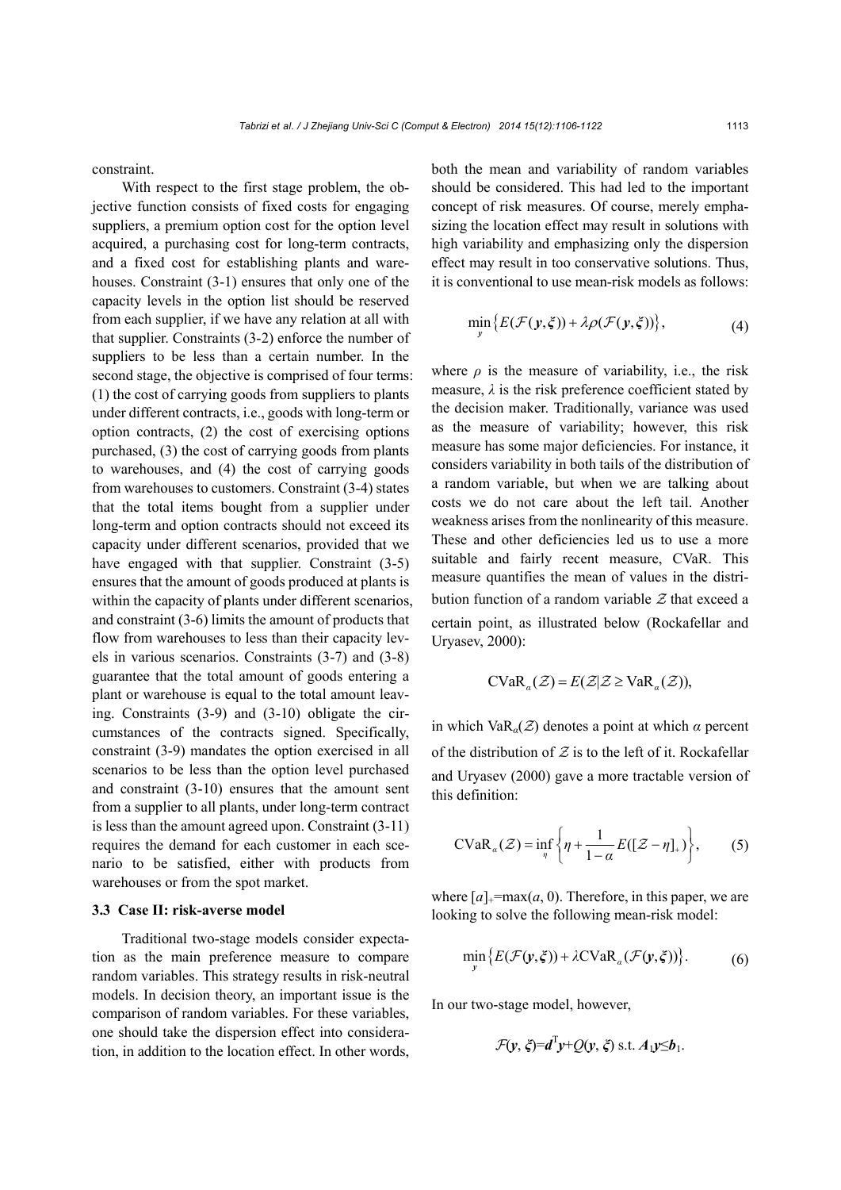constraint.

With respect to the first stage problem, the objective function consists of fixed costs for engaging suppliers, a premium option cost for the option level acquired, a purchasing cost for long-term contracts, and a fixed cost for establishing plants and warehouses. Constraint (3-1) ensures that only one of the capacity levels in the option list should be reserved from each supplier, if we have any relation at all with that supplier. Constraints (3-2) enforce the number of suppliers to be less than a certain number. In the second stage, the objective is comprised of four terms: (1) the cost of carrying goods from suppliers to plants under different contracts, i.e., goods with long-term or option contracts, (2) the cost of exercising options purchased, (3) the cost of carrying goods from plants to warehouses, and (4) the cost of carrying goods from warehouses to customers. Constraint (3-4) states that the total items bought from a supplier under long-term and option contracts should not exceed its capacity under different scenarios, provided that we have engaged with that supplier. Constraint (3-5) ensures that the amount of goods produced at plants is within the capacity of plants under different scenarios, and constraint (3-6) limits the amount of products that flow from warehouses to less than their capacity levels in various scenarios. Constraints (3-7) and (3-8) guarantee that the total amount of goods entering a plant or warehouse is equal to the total amount leaving. Constraints (3-9) and (3-10) obligate the circumstances of the contracts signed. Specifically, constraint (3-9) mandates the option exercised in all scenarios to be less than the option level purchased and constraint (3-10) ensures that the amount sent from a supplier to all plants, under long-term contract is less than the amount agreed upon. Constraint (3-11) requires the demand for each customer in each scenario to be satisfied, either with products from warehouses or from the spot market.

### 3.3 Case II: risk-averse model

Traditional two-stage models consider expectation as the main preference measure to compare random variables. This strategy results in risk-neutral models. In decision theory, an important issue is the comparison of random variables. For these variables, one should take the dispersion effect into consideration, in addition to the location effect. In other words, both the mean and variability of random variables should be considered. This had led to the important concept of risk measures. Of course, merely emphasizing the location effect may result in solutions with high variability and emphasizing only the dispersion effect may result in too conservative solutions. Thus, it is conventional to use mean-risk models as follows:

$$\min_{\boldsymbol{y}} \left\{ E(\mathcal{F}(\boldsymbol{y}, \boldsymbol{\xi})) + \lambda \rho(\mathcal{F}(\boldsymbol{y}, \boldsymbol{\xi})) \right\}, \tag{4}$$

where $\rho$ is the measure of variability, i.e., the risk measure, $\lambda$ is the risk preference coefficient stated by the decision maker. Traditionally, variance was used as the measure of variability; however, this risk measure has some major deficiencies. For instance, it considers variability in both tails of the distribution of a random variable, but when we are talking about costs we do not care about the left tail. Another weakness arises from the nonlinearity of this measure. These and other deficiencies led us to use a more suitable and fairly recent measure, CVaR. This measure quantifies the mean of values in the distribution function of a random variable $\mathcal{Z}$ that exceed a certain point, as illustrated below (Rockafellar and Uryasev, 2000):

$$\mathrm{CVaR}_{\alpha}(\mathcal{Z}) = E(\mathcal{Z} | \mathcal{Z} \geq \mathrm{VaR}_{\alpha}(\mathcal{Z})),$$

in which $\mathrm{VaR}_{\alpha}(\mathcal{Z})$ denotes a point at which $\alpha$ percent of the distribution of $\mathcal{Z}$ is to the left of it. Rockafellar and Uryasev (2000) gave a more tractable version of this definition:

$$\mathrm{CVaR}_{\alpha}(\mathcal{Z}) = \inf_{\eta} \left\{ \eta + \frac{1}{1-\alpha} E([\mathcal{Z} - \eta]_{+}) \right\}, \tag{5}$$

where $[a]_{+}=\max(a, 0)$. Therefore, in this paper, we are looking to solve the following mean-risk model:

$$\min_{\boldsymbol{y}} \left\{ E(\mathcal{F}(\boldsymbol{y}, \boldsymbol{\xi})) + \lambda \mathrm{CVaR}_{\alpha}(\mathcal{F}(\boldsymbol{y}, \boldsymbol{\xi})) \right\}. \tag{6}$$

In our two-stage model, however,

$$\mathcal{F}(\boldsymbol{y}, \boldsymbol{\xi}) = \boldsymbol{d}^{\mathrm{T}}\boldsymbol{y} + Q(\boldsymbol{y}, \boldsymbol{\xi}) \text{ s.t. } \boldsymbol{A}_1 \boldsymbol{y} \leq \boldsymbol{b}_1.$$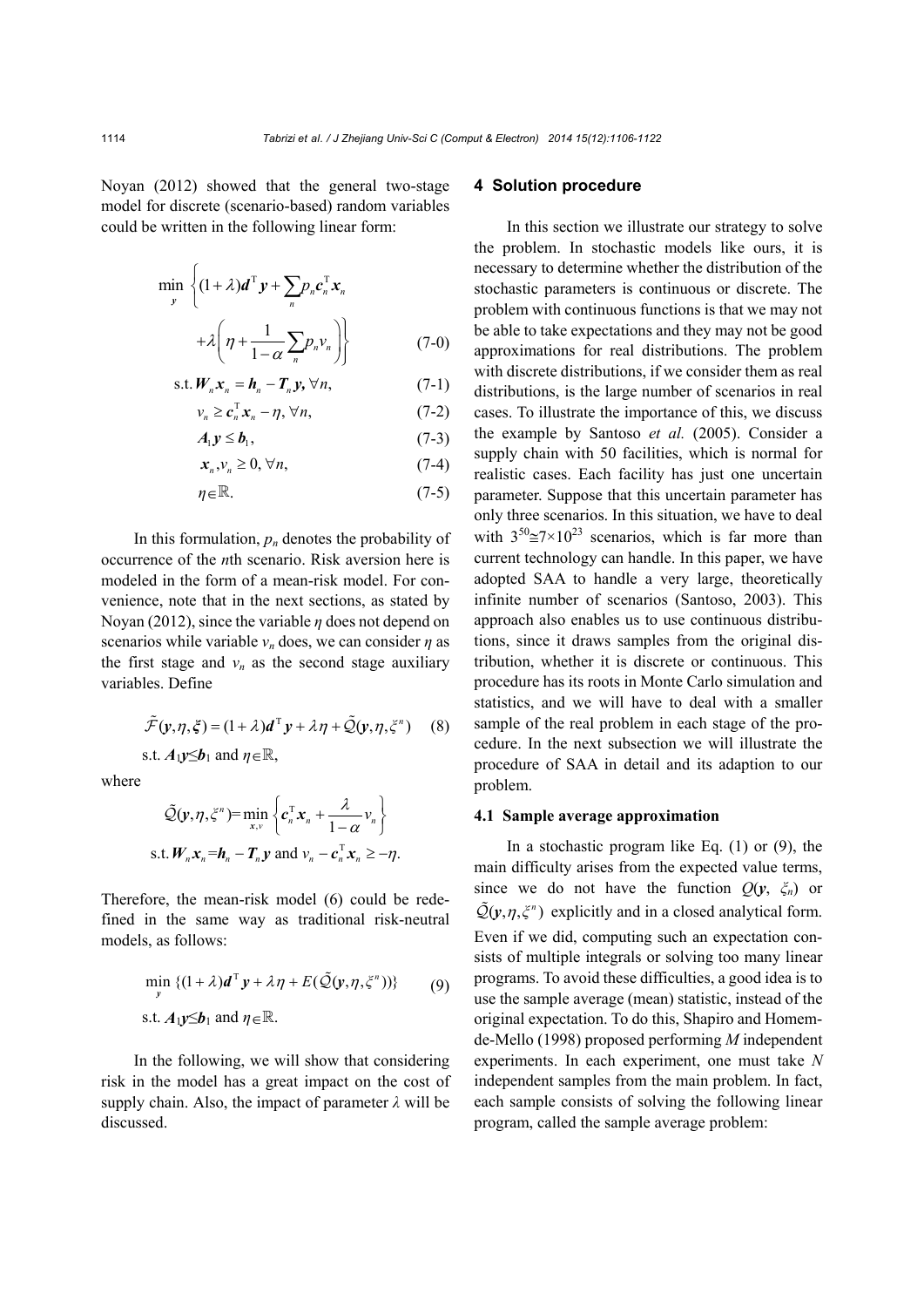Noyan (2012) showed that the general two-stage model for discrete (scenario-based) random variables could be written in the following linear form:

$$\min_{\boldsymbol{y}} \left\{ (1+\lambda)\boldsymbol{d}^{\mathrm{T}}\boldsymbol{y} + \sum_{n} p_n \boldsymbol{c}_n^{\mathrm{T}} \boldsymbol{x}_n + \lambda\left( \eta + \frac{1}{1-\alpha}\sum_{n} p_n v_n \right) \right\} \tag{7-0}$$

$$\text{s.t.}\ \boldsymbol{W}_n \boldsymbol{x}_n = \boldsymbol{h}_n - \boldsymbol{T}_n \boldsymbol{y},\ \forall n, \tag{7-1}$$

$$v_n \geq \boldsymbol{c}_n^{\mathrm{T}} \boldsymbol{x}_n - \eta,\ \forall n, \tag{7-2}$$

$$\boldsymbol{A}_1 \boldsymbol{y} \leq \boldsymbol{b}_1, \tag{7-3}$$

$$\boldsymbol{x}_n, v_n \geq 0,\ \forall n, \tag{7-4}$$

$$\eta \in \mathbb{R}. \tag{7-5}$$

In this formulation, $p_n$ denotes the probability of occurrence of the $n$th scenario. Risk aversion here is modeled in the form of a mean-risk model. For convenience, note that in the next sections, as stated by Noyan (2012), since the variable $\eta$ does not depend on scenarios while variable $v_n$ does, we can consider $\eta$ as the first stage and $v_n$ as the second stage auxiliary variables. Define

$$\tilde{\mathcal{F}}(\boldsymbol{y}, \eta, \xi) = (1+\lambda)\boldsymbol{d}^{\mathrm{T}}\boldsymbol{y} + \lambda\eta + \tilde{\mathcal{Q}}(\boldsymbol{y}, \eta, \xi^n) \tag{8}$$

s.t. $\boldsymbol{A}_1\boldsymbol{y} \leq \boldsymbol{b}_1$ and $\eta \in \mathbb{R}$,

where

$$\tilde{\mathcal{Q}}(\boldsymbol{y}, \eta, \xi^n) = \min_{\boldsymbol{x}, v} \left\{ \boldsymbol{c}_n^{\mathrm{T}} \boldsymbol{x}_n + \frac{\lambda}{1-\alpha} v_n \right\}$$

$$\text{s.t.}\ \boldsymbol{W}_n \boldsymbol{x}_n = \boldsymbol{h}_n - \boldsymbol{T}_n \boldsymbol{y} \text{ and } v_n - \boldsymbol{c}_n^{\mathrm{T}} \boldsymbol{x}_n \geq -\eta.$$

Therefore, the mean-risk model (6) could be redefined in the same way as traditional risk-neutral models, as follows:

$$\min_{\boldsymbol{y}} \{ (1+\lambda)\boldsymbol{d}^{\mathrm{T}}\boldsymbol{y} + \lambda\eta + E(\tilde{\mathcal{Q}}(\boldsymbol{y}, \eta, \xi^n)) \} \tag{9}$$

s.t. $\boldsymbol{A}_1\boldsymbol{y} \leq \boldsymbol{b}_1$ and $\eta \in \mathbb{R}$.

In the following, we will show that considering risk in the model has a great impact on the cost of supply chain. Also, the impact of parameter $\lambda$ will be discussed.

## 4 Solution procedure

In this section we illustrate our strategy to solve the problem. In stochastic models like ours, it is necessary to determine whether the distribution of the stochastic parameters is continuous or discrete. The problem with continuous functions is that we may not be able to take expectations and they may not be good approximations for real distributions. The problem with discrete distributions, if we consider them as real distributions, is the large number of scenarios in real cases. To illustrate the importance of this, we discuss the example by Santoso *et al.* (2005). Consider a supply chain with 50 facilities, which is normal for realistic cases. Each facility has just one uncertain parameter. Suppose that this uncertain parameter has only three scenarios. In this situation, we have to deal with $3^{50} \cong 7\times10^{23}$ scenarios, which is far more than current technology can handle. In this paper, we have adopted SAA to handle a very large, theoretically infinite number of scenarios (Santoso, 2003). This approach also enables us to use continuous distributions, since it draws samples from the original distribution, whether it is discrete or continuous. This procedure has its roots in Monte Carlo simulation and statistics, and we will have to deal with a smaller sample of the real problem in each stage of the procedure. In the next subsection we will illustrate the procedure of SAA in detail and its adaption to our problem.

### 4.1 Sample average approximation

In a stochastic program like Eq. (1) or (9), the main difficulty arises from the expected value terms, since we do not have the function $Q(\boldsymbol{y}, \xi_n)$ or $\tilde{\mathcal{Q}}(\boldsymbol{y}, \eta, \xi^n)$ explicitly and in a closed analytical form. Even if we did, computing such an expectation consists of multiple integrals or solving too many linear programs. To avoid these difficulties, a good idea is to use the sample average (mean) statistic, instead of the original expectation. To do this, Shapiro and Homem-de-Mello (1998) proposed performing $M$ independent experiments. In each experiment, one must take $N$ independent samples from the main problem. In fact, each sample consists of solving the following linear program, called the sample average problem: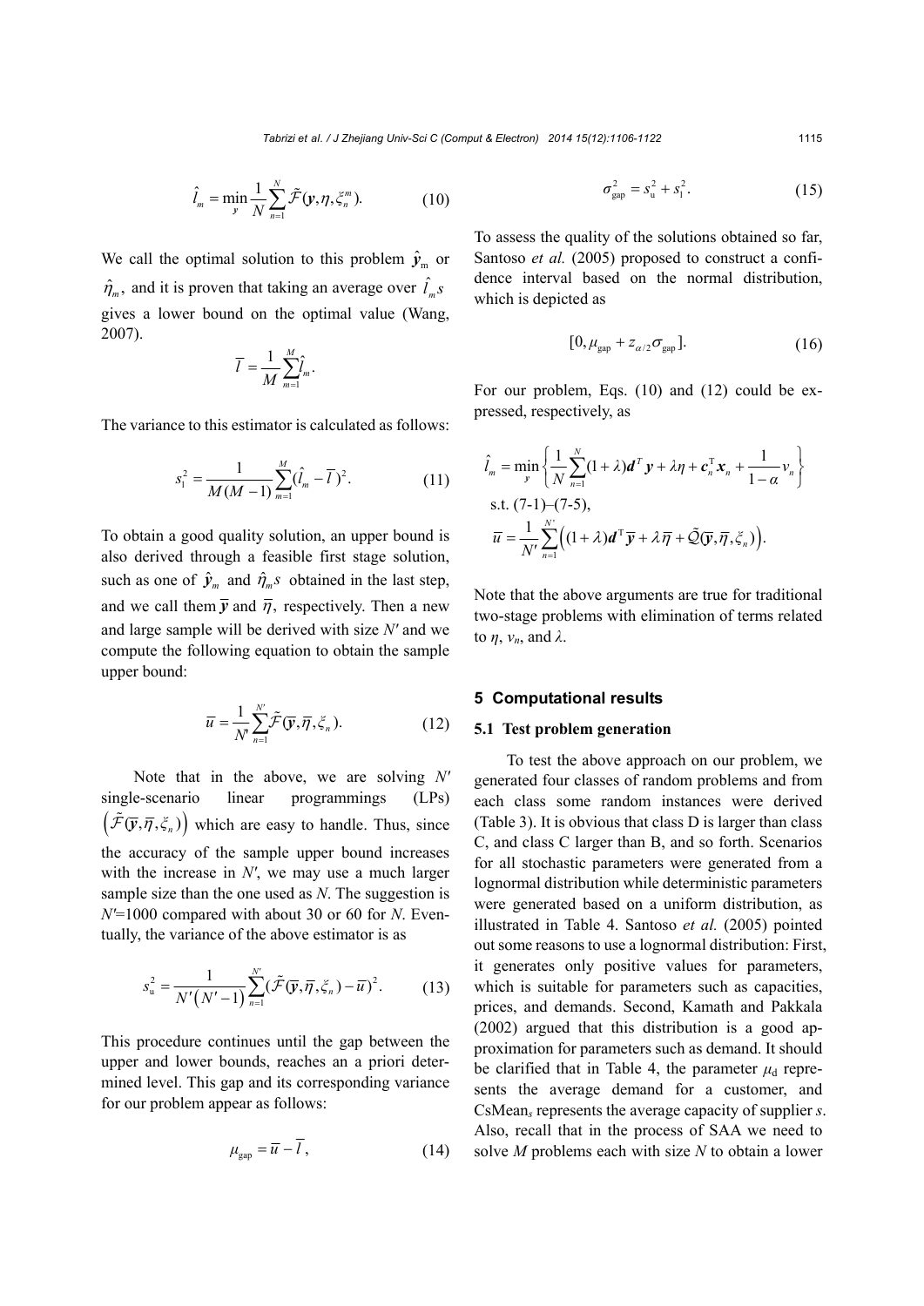$$\hat{l}_m = \min_{y} \frac{1}{N} \sum_{n=1}^{N} \tilde{\mathcal{F}}(\boldsymbol{y}, \eta, \xi_n^m). \tag{10}$$

We call the optimal solution to this problem $\hat{\boldsymbol{y}}_\text{m}$ or $\hat{\eta}_m$, and it is proven that taking an average over $\hat{l}_m s$ gives a lower bound on the optimal value (Wang, 2007).

$$\overline{l} = \frac{1}{M} \sum_{m=1}^{M} \hat{l}_m.$$

The variance to this estimator is calculated as follows:

$$s_\text{l}^2 = \frac{1}{M(M-1)} \sum_{m=1}^{M} (\hat{l}_m - \overline{l})^2. \tag{11}$$

To obtain a good quality solution, an upper bound is also derived through a feasible first stage solution, such as one of $\hat{\boldsymbol{y}}_m$ and $\hat{\eta}_m s$ obtained in the last step, and we call them $\overline{\boldsymbol{y}}$ and $\overline{\eta}$, respectively. Then a new and large sample will be derived with size $N'$ and we compute the following equation to obtain the sample upper bound:

$$\overline{u} = \frac{1}{N'} \sum_{n=1}^{N'} \tilde{\mathcal{F}}(\overline{\boldsymbol{y}}, \overline{\eta}, \xi_n). \tag{12}$$

Note that in the above, we are solving $N'$ single-scenario linear programmings (LPs) $\left(\tilde{\mathcal{F}}(\overline{\boldsymbol{y}}, \overline{\eta}, \xi_n)\right)$ which are easy to handle. Thus, since the accuracy of the sample upper bound increases with the increase in $N'$, we may use a much larger sample size than the one used as $N$. The suggestion is $N'$=1000 compared with about 30 or 60 for $N$. Eventually, the variance of the above estimator is as

$$s_\text{u}^2 = \frac{1}{N'\left(N'-1\right)} \sum_{n=1}^{N'} (\tilde{\mathcal{F}}(\overline{\boldsymbol{y}}, \overline{\eta}, \xi_n) - \overline{u})^2. \tag{13}$$

This procedure continues until the gap between the upper and lower bounds, reaches an a priori determined level. This gap and its corresponding variance for our problem appear as follows:

$$\mu_\text{gap} = \overline{u} - \overline{l}, \tag{14}$$

$$\sigma_\text{gap}^2 = s_\text{u}^2 + s_\text{l}^2. \tag{15}$$

To assess the quality of the solutions obtained so far, Santoso *et al.* (2005) proposed to construct a confidence interval based on the normal distribution, which is depicted as

$$[0, \mu_\text{gap} + z_{\alpha/2} \sigma_\text{gap}]. \tag{16}$$

For our problem, Eqs. (10) and (12) could be expressed, respectively, as

$$\hat{l}_m = \min_{y} \left\{ \frac{1}{N} \sum_{n=1}^{N} (1+\lambda) \boldsymbol{d}^T \boldsymbol{y} + \lambda \eta + \boldsymbol{c}_n^\text{T} \boldsymbol{x}_n + \frac{1}{1-\alpha} v_n \right\}$$

s.t. (7-1)–(7-5),

$$\overline{u} = \frac{1}{N'} \sum_{n=1}^{N'} \left( (1+\lambda) \boldsymbol{d}^\text{T} \overline{\boldsymbol{y}} + \lambda \overline{\eta} + \tilde{\mathcal{Q}}(\overline{\boldsymbol{y}}, \overline{\eta}, \xi_n) \right).$$

Note that the above arguments are true for traditional two-stage problems with elimination of terms related to $\eta$, $v_n$, and $\lambda$.

## 5 Computational results

### 5.1 Test problem generation

To test the above approach on our problem, we generated four classes of random problems and from each class some random instances were derived (Table 3). It is obvious that class D is larger than class C, and class C larger than B, and so forth. Scenarios for all stochastic parameters were generated from a lognormal distribution while deterministic parameters were generated based on a uniform distribution, as illustrated in Table 4. Santoso *et al.* (2005) pointed out some reasons to use a lognormal distribution: First, it generates only positive values for parameters, which is suitable for parameters such as capacities, prices, and demands. Second, Kamath and Pakkala (2002) argued that this distribution is a good approximation for parameters such as demand. It should be clarified that in Table 4, the parameter $\mu_\text{d}$ represents the average demand for a customer, and CsMean$_s$ represents the average capacity of supplier $s$. Also, recall that in the process of SAA we need to solve $M$ problems each with size $N$ to obtain a lower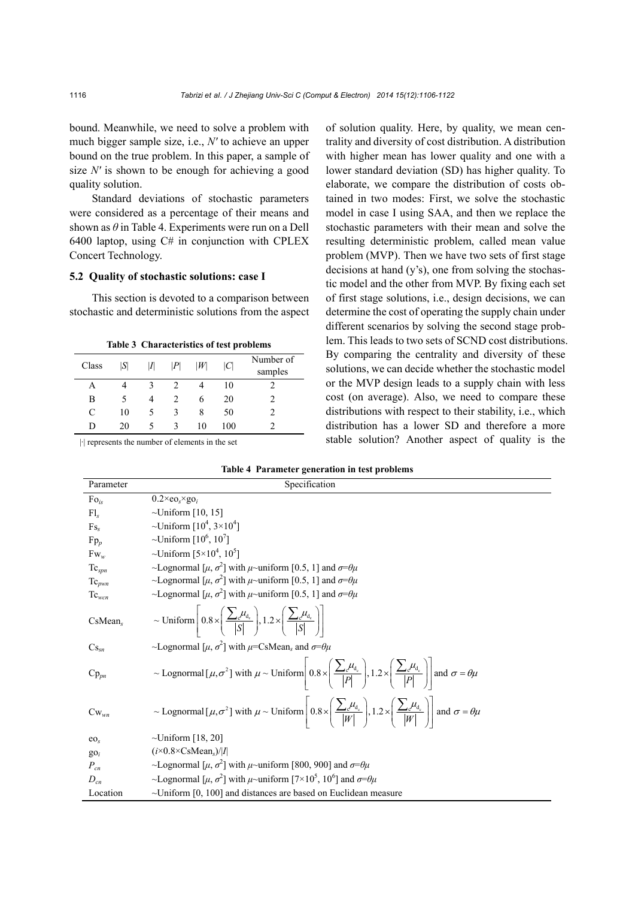bound. Meanwhile, we need to solve a problem with much bigger sample size, i.e., $N'$ to achieve an upper bound on the true problem. In this paper, a sample of size $N'$ is shown to be enough for achieving a good quality solution.

Standard deviations of stochastic parameters were considered as a percentage of their means and shown as $\theta$ in Table 4. Experiments were run on a Dell 6400 laptop, using C# in conjunction with CPLEX Concert Technology.

### 5.2 Quality of stochastic solutions: case I

This section is devoted to a comparison between stochastic and deterministic solutions from the aspect of solution quality. Here, by quality, we mean centrality and diversity of cost distribution. A distribution with higher mean has lower quality and one with a lower standard deviation (SD) has higher quality. To elaborate, we compare the distribution of costs obtained in two modes: First, we solve the stochastic model in case I using SAA, and then we replace the stochastic parameters with their mean and solve the resulting deterministic problem, called mean value problem (MVP). Then we have two sets of first stage decisions at hand (y's), one from solving the stochastic model and the other from MVP. By fixing each set of first stage solutions, i.e., design decisions, we can determine the cost of operating the supply chain under different scenarios by solving the second stage problem. This leads to two sets of SCND cost distributions. By comparing the centrality and diversity of these solutions, we can decide whether the stochastic model or the MVP design leads to a supply chain with less cost (on average). Also, we need to compare these distributions with respect to their stability, i.e., which distribution has a lower SD and therefore a more stable solution? Another aspect of quality is the

**Table 3 Characteristics of test problems**

| Class | $\lvert S\rvert$ | $\lvert I\rvert$ | $\lvert P\rvert$ | $\lvert W\rvert$ | $\lvert C\rvert$ | Number of samples |
|---|---|---|---|---|---|---|
| A | 4 | 3 | 2 | 4 | 10 | 2 |
| B | 5 | 4 | 2 | 6 | 20 | 2 |
| C | 10 | 5 | 3 | 8 | 50 | 2 |
| D | 20 | 5 | 3 | 10 | 100 | 2 |

$\lvert\cdot\rvert$ represents the number of elements in the set

**Table 4 Parameter generation in test problems**

| Parameter | Specification |
|---|---|
| $\text{Fo}_{is}$ | $0.2\times\text{eo}_s\times\text{go}_i$ |
| $\text{Fl}_s$ | ~Uniform [10, 15] |
| $\text{Fs}_s$ | ~Uniform $[10^4, 3\times10^4]$ |
| $\text{Fp}_p$ | ~Uniform $[10^6, 10^7]$ |
| $\text{Fw}_w$ | ~Uniform $[5\times10^4, 10^5]$ |
| $\text{Tc}_{spn}$ | ~Lognormal $[\mu, \sigma^2]$ with $\mu$~uniform [0.5, 1] and $\sigma=\theta\mu$ |
| $\text{Tc}_{pwn}$ | ~Lognormal $[\mu, \sigma^2]$ with $\mu$~uniform [0.5, 1] and $\sigma=\theta\mu$ |
| $\text{Tc}_{wcn}$ | ~Lognormal $[\mu, \sigma^2]$ with $\mu$~uniform [0.5, 1] and $\sigma=\theta\mu$ |
| $\text{CsMean}_s$ | $\sim \text{Uniform}\left[0.8\times\left(\frac{\sum_c \mu_{\text{d}_c}}{\lvert S\rvert}\right), 1.2\times\left(\frac{\sum_c \mu_{\text{d}_c}}{\lvert S\rvert}\right)\right]$ |
| $\text{Cs}_{sn}$ | ~Lognormal $[\mu, \sigma^2]$ with $\mu=\text{CsMean}_s$ and $\sigma=\theta\mu$ |
| $\text{Cp}_{pn}$ | $\sim \text{Lognormal}[\mu,\sigma^2]$ with $\mu \sim \text{Uniform}\left[0.8\times\left(\frac{\sum_c \mu_{\text{d}_c}}{\lvert P\rvert}\right), 1.2\times\left(\frac{\sum_c \mu_{\text{d}_c}}{\lvert P\rvert}\right)\right]$ and $\sigma=\theta\mu$ |
| $\text{Cw}_{wn}$ | $\sim \text{Lognormal}[\mu,\sigma^2]$ with $\mu \sim \text{Uniform}\left[0.8\times\left(\frac{\sum_c \mu_{\text{d}_c}}{\lvert W\rvert}\right), 1.2\times\left(\frac{\sum_c \mu_{\text{d}_c}}{\lvert W\rvert}\right)\right]$ and $\sigma=\theta\mu$ |
| $\text{eo}_s$ | ~Uniform [18, 20] |
| $\text{go}_i$ | $(i\times0.8\times\text{CsMean}_s)/\lvert I\rvert$ |
| $P_{cn}$ | ~Lognormal $[\mu, \sigma^2]$ with $\mu$~uniform [800, 900] and $\sigma=\theta\mu$ |
| $D_{cn}$ | ~Lognormal $[\mu, \sigma^2]$ with $\mu$~uniform $[7\times10^5, 10^6]$ and $\sigma=\theta\mu$ |
| Location | ~Uniform [0, 100] and distances are based on Euclidean measure |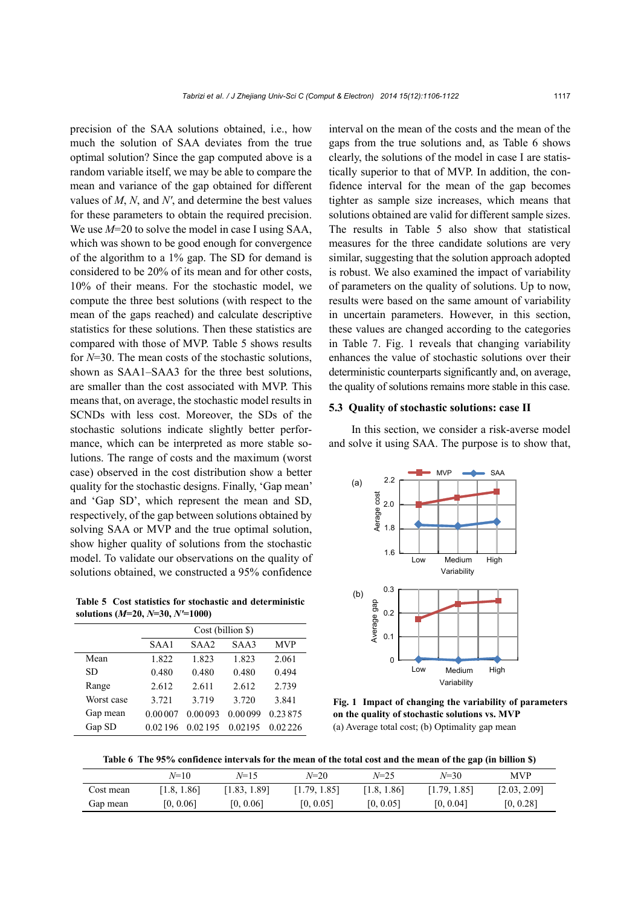precision of the SAA solutions obtained, i.e., how much the solution of SAA deviates from the true optimal solution? Since the gap computed above is a random variable itself, we may be able to compare the mean and variance of the gap obtained for different values of $M$, $N$, and $N'$, and determine the best values for these parameters to obtain the required precision. We use $M$=20 to solve the model in case I using SAA, which was shown to be good enough for convergence of the algorithm to a 1% gap. The SD for demand is considered to be 20% of its mean and for other costs, 10% of their means. For the stochastic model, we compute the three best solutions (with respect to the mean of the gaps reached) and calculate descriptive statistics for these solutions. Then these statistics are compared with those of MVP. Table 5 shows results for $N$=30. The mean costs of the stochastic solutions, shown as SAA1–SAA3 for the three best solutions, are smaller than the cost associated with MVP. This means that, on average, the stochastic model results in SCNDs with less cost. Moreover, the SDs of the stochastic solutions indicate slightly better performance, which can be interpreted as more stable solutions. The range of costs and the maximum (worst case) observed in the cost distribution show a better quality for the stochastic designs. Finally, 'Gap mean' and 'Gap SD', which represent the mean and SD, respectively, of the gap between solutions obtained by solving SAA or MVP and the true optimal solution, show higher quality of solutions from the stochastic model. To validate our observations on the quality of solutions obtained, we constructed a 95% confidence interval on the mean of the costs and the mean of the gaps from the true solutions and, as Table 6 shows clearly, the solutions of the model in case I are statistically superior to that of MVP. In addition, the confidence interval for the mean of the gap becomes tighter as sample size increases, which means that solutions obtained are valid for different sample sizes. The results in Table 5 also show that statistical measures for the three candidate solutions are very similar, suggesting that the solution approach adopted is robust. We also examined the impact of variability of parameters on the quality of solutions. Up to now, results were based on the same amount of variability in uncertain parameters. However, in this section, these values are changed according to the categories in Table 7. Fig. 1 reveals that changing variability enhances the value of stochastic solutions over their deterministic counterparts significantly and, on average, the quality of solutions remains more stable in this case.

**Table 5 Cost statistics for stochastic and deterministic solutions ($M$=20, $N$=30, $N'$=1000)**

| | Cost (billion $) | | | |
|---|---|---|---|---|
| | SAA1 | SAA2 | SAA3 | MVP |
| Mean | 1.822 | 1.823 | 1.823 | 2.061 |
| SD | 0.480 | 0.480 | 0.480 | 0.494 |
| Range | 2.612 | 2.611 | 2.612 | 2.739 |
| Worst case | 3.721 | 3.719 | 3.720 | 3.841 |
| Gap mean | 0.00007 | 0.00093 | 0.00099 | 0.23875 |
| Gap SD | 0.02196 | 0.02195 | 0.02195 | 0.02226 |

### 5.3 Quality of stochastic solutions: case II

In this section, we consider a risk-averse model and solve it using SAA. The purpose is to show that,

**Fig. 1 Impact of changing the variability of parameters on the quality of stochastic solutions vs. MVP**
(a) Average total cost; (b) Optimality gap mean

**Table 6 The 95% confidence intervals for the mean of the total cost and the mean of the gap (in billion $)**

| | $N$=10 | $N$=15 | $N$=20 | $N$=25 | $N$=30 | MVP |
|---|---|---|---|---|---|---|
| Cost mean | [1.8, 1.86] | [1.83, 1.89] | [1.79, 1.85] | [1.8, 1.86] | [1.79, 1.85] | [2.03, 2.09] |
| Gap mean | [0, 0.06] | [0, 0.06] | [0, 0.05] | [0, 0.05] | [0, 0.04] | [0, 0.28] |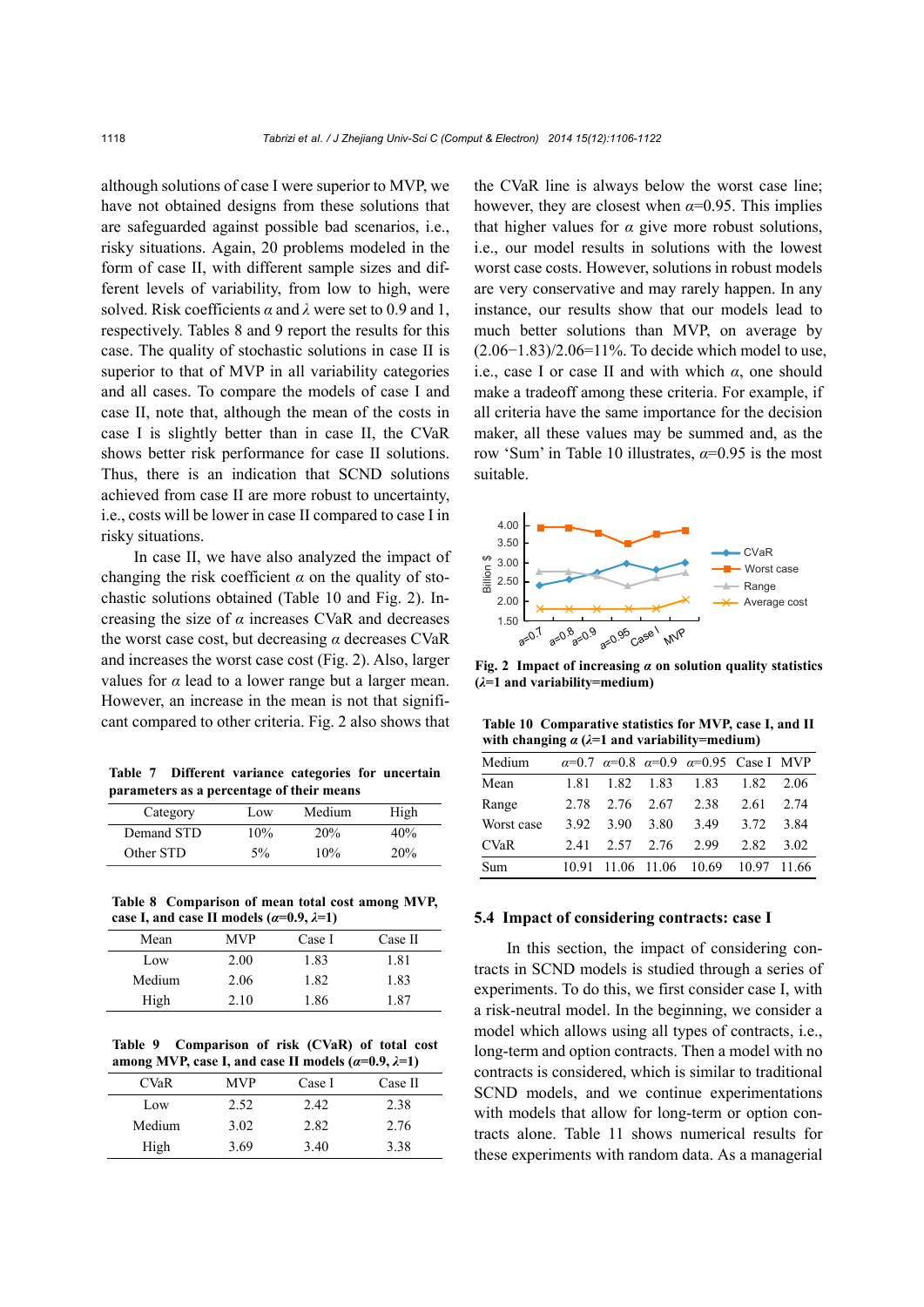although solutions of case I were superior to MVP, we have not obtained designs from these solutions that are safeguarded against possible bad scenarios, i.e., risky situations. Again, 20 problems modeled in the form of case II, with different sample sizes and different levels of variability, from low to high, were solved. Risk coefficients $\alpha$ and $\lambda$ were set to 0.9 and 1, respectively. Tables 8 and 9 report the results for this case. The quality of stochastic solutions in case II is superior to that of MVP in all variability categories and all cases. To compare the models of case I and case II, note that, although the mean of the costs in case I is slightly better than in case II, the CVaR shows better risk performance for case II solutions. Thus, there is an indication that SCND solutions achieved from case II are more robust to uncertainty, i.e., costs will be lower in case II compared to case I in risky situations.

In case II, we have also analyzed the impact of changing the risk coefficient $\alpha$ on the quality of stochastic solutions obtained (Table 10 and Fig. 2). Increasing the size of $\alpha$ increases CVaR and decreases the worst case cost, but decreasing $\alpha$ decreases CVaR and increases the worst case cost (Fig. 2). Also, larger values for $\alpha$ lead to a lower range but a larger mean. However, an increase in the mean is not that significant compared to other criteria. Fig. 2 also shows that the CVaR line is always below the worst case line; however, they are closest when $\alpha$=0.95. This implies that higher values for $\alpha$ give more robust solutions, i.e., our model results in solutions with the lowest worst case costs. However, solutions in robust models are very conservative and may rarely happen. In any instance, our results show that our models lead to much better solutions than MVP, on average by (2.06−1.83)/2.06=11%. To decide which model to use, i.e., case I or case II and with which $\alpha$, one should make a tradeoff among these criteria. For example, if all criteria have the same importance for the decision maker, all these values may be summed and, as the row 'Sum' in Table 10 illustrates, $\alpha$=0.95 is the most suitable.

**Table 7 Different variance categories for uncertain parameters as a percentage of their means**

| Category | Low | Medium | High |
|---|---|---|---|
| Demand STD | 10% | 20% | 40% |
| Other STD | 5% | 10% | 20% |

**Table 8 Comparison of mean total cost among MVP, case I, and case II models ($\alpha$=0.9, $\lambda$=1)**

| Mean | MVP | Case I | Case II |
|---|---|---|---|
| Low | 2.00 | 1.83 | 1.81 |
| Medium | 2.06 | 1.82 | 1.83 |
| High | 2.10 | 1.86 | 1.87 |

**Table 9 Comparison of risk (CVaR) of total cost among MVP, case I, and case II models ($\alpha$=0.9, $\lambda$=1)**

| CVaR | MVP | Case I | Case II |
|---|---|---|---|
| Low | 2.52 | 2.42 | 2.38 |
| Medium | 3.02 | 2.82 | 2.76 |
| High | 3.69 | 3.40 | 3.38 |

**Fig. 2 Impact of increasing $\alpha$ on solution quality statistics ($\lambda$=1 and variability=medium)**

**Table 10 Comparative statistics for MVP, case I, and case II with changing $\alpha$ ($\lambda$=1 and variability=medium)**

| Medium | $\alpha$=0.7 | $\alpha$=0.8 | $\alpha$=0.9 | $\alpha$=0.95 | Case I | MVP |
|---|---|---|---|---|---|---|
| Mean | 1.81 | 1.82 | 1.83 | 1.83 | 1.82 | 2.06 |
| Range | 2.78 | 2.76 | 2.67 | 2.38 | 2.61 | 2.74 |
| Worst case | 3.92 | 3.90 | 3.80 | 3.49 | 3.72 | 3.84 |
| CVaR | 2.41 | 2.57 | 2.76 | 2.99 | 2.82 | 3.02 |
| Sum | 10.91 | 11.06 | 11.06 | 10.69 | 10.97 | 11.66 |

### 5.4 Impact of considering contracts: case I

In this section, the impact of considering contracts in SCND models is studied through a series of experiments. To do this, we first consider case I, with a risk-neutral model. In the beginning, we consider a model which allows using all types of contracts, i.e., long-term and option contracts. Then a model with no contracts is considered, which is similar to traditional SCND models, and we continue experimentations with models that allow for long-term or option contracts alone. Table 11 shows numerical results for these experiments with random data. As a managerial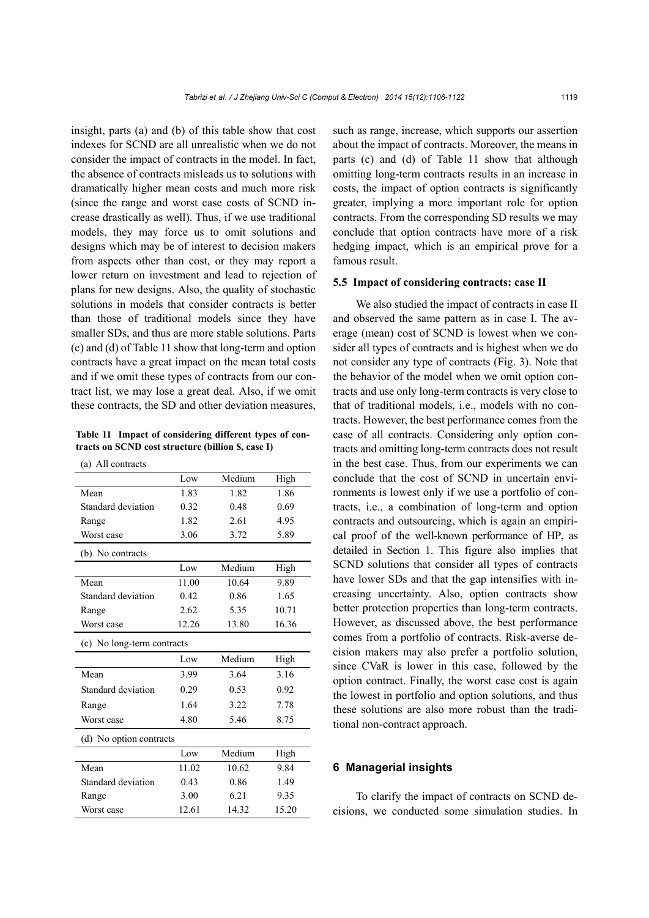insight, parts (a) and (b) of this table show that cost indexes for SCND are all unrealistic when we do not consider the impact of contracts in the model. In fact, the absence of contracts misleads us to solutions with dramatically higher mean costs and much more risk (since the range and worst case costs of SCND increase drastically as well). Thus, if we use traditional models, they may force us to omit solutions and designs which may be of interest to decision makers from aspects other than cost, or they may report a lower return on investment and lead to rejection of plans for new designs. Also, the quality of stochastic solutions in models that consider contracts is better than those of traditional models since they have smaller SDs, and thus are more stable solutions. Parts (c) and (d) of Table 11 show that long-term and option contracts have a great impact on the mean total costs and if we omit these types of contracts from our contract list, we may lose a great deal. Also, if we omit these contracts, the SD and other deviation measures, such as range, increase, which supports our assertion about the impact of contracts. Moreover, the means in parts (c) and (d) of Table 11 show that although omitting long-term contracts results in an increase in costs, the impact of option contracts is significantly greater, implying a more important role for option contracts. From the corresponding SD results we may conclude that option contracts have more of a risk hedging impact, which is an empirical prove for a famous result.

**Table 11 Impact of considering different types of contracts on SCND cost structure (billion $, case I)**

(a) All contracts

| | Low | Medium | High |
|---|---|---|---|
| Mean | 1.83 | 1.82 | 1.86 |
| Standard deviation | 0.32 | 0.48 | 0.69 |
| Range | 1.82 | 2.61 | 4.95 |
| Worst case | 3.06 | 3.72 | 5.89 |

(b) No contracts

| | Low | Medium | High |
|---|---|---|---|
| Mean | 11.00 | 10.64 | 9.89 |
| Standard deviation | 0.42 | 0.86 | 1.65 |
| Range | 2.62 | 5.35 | 10.71 |
| Worst case | 12.26 | 13.80 | 16.36 |

(c) No long-term contracts

| | Low | Medium | High |
|---|---|---|---|
| Mean | 3.99 | 3.64 | 3.16 |
| Standard deviation | 0.29 | 0.53 | 0.92 |
| Range | 1.64 | 3.22 | 7.78 |
| Worst case | 4.80 | 5.46 | 8.75 |

(d) No option contracts

| | Low | Medium | High |
|---|---|---|---|
| Mean | 11.02 | 10.62 | 9.84 |
| Standard deviation | 0.43 | 0.86 | 1.49 |
| Range | 3.00 | 6.21 | 9.35 |
| Worst case | 12.61 | 14.32 | 15.20 |

### 5.5 Impact of considering contracts: case II

We also studied the impact of contracts in case II and observed the same pattern as in case I. The average (mean) cost of SCND is lowest when we consider all types of contracts and is highest when we do not consider any type of contracts (Fig. 3). Note that the behavior of the model when we omit option contracts and use only long-term contracts is very close to that of traditional models, i.e., models with no contracts. However, the best performance comes from the case of all contracts. Considering only option contracts and omitting long-term contracts does not result in the best case. Thus, from our experiments we can conclude that the cost of SCND in uncertain environments is lowest only if we use a portfolio of contracts, i.e., a combination of long-term and option contracts and outsourcing, which is again an empirical proof of the well-known performance of HP, as detailed in Section 1. This figure also implies that SCND solutions that consider all types of contracts have lower SDs and that the gap intensifies with increasing uncertainty. Also, option contracts show better protection properties than long-term contracts. However, as discussed above, the best performance comes from a portfolio of contracts. Risk-averse decision makers may also prefer a portfolio solution, since CVaR is lower in this case, followed by the option contract. Finally, the worst case cost is again the lowest in portfolio and option solutions, and thus these solutions are also more robust than the traditional non-contract approach.

## 6 Managerial insights

To clarify the impact of contracts on SCND decisions, we conducted some simulation studies. In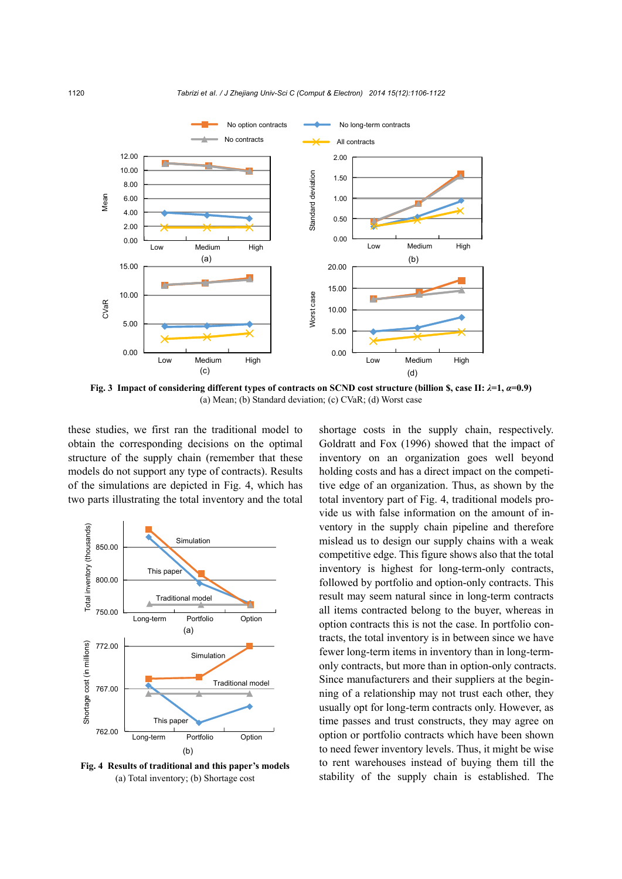Fig. 3 Impact of considering different types of contracts on SCND cost structure (billion \$, case II: $\lambda$=1, $\alpha$=0.9)
(a) Mean; (b) Standard deviation; (c) CVaR; (d) Worst case

these studies, we first ran the traditional model to obtain the corresponding decisions on the optimal structure of the supply chain (remember that these models do not support any type of contracts). Results of the simulations are depicted in Fig. 4, which has two parts illustrating the total inventory and the total shortage costs in the supply chain, respectively. Goldratt and Fox (1996) showed that the impact of inventory on an organization goes well beyond holding costs and has a direct impact on the competitive edge of an organization. Thus, as shown by the total inventory part of Fig. 4, traditional models provide us with false information on the amount of inventory in the supply chain pipeline and therefore mislead us to design our supply chains with a weak competitive edge. This figure shows also that the total inventory is highest for long-term-only contracts, followed by portfolio and option-only contracts. This result may seem natural since in long-term contracts all items contracted belong to the buyer, whereas in option contracts this is not the case. In portfolio contracts, the total inventory is in between since we have fewer long-term items in inventory than in long-term-only contracts, but more than in option-only contracts. Since manufacturers and their suppliers at the beginning of a relationship may not trust each other, they usually opt for long-term contracts only. However, as time passes and trust constructs, they may agree on option or portfolio contracts which have been shown to need fewer inventory levels. Thus, it might be wise to rent warehouses instead of buying them till the stability of the supply chain is established. The

Fig. 4 Results of traditional and this paper's models
(a) Total inventory; (b) Shortage cost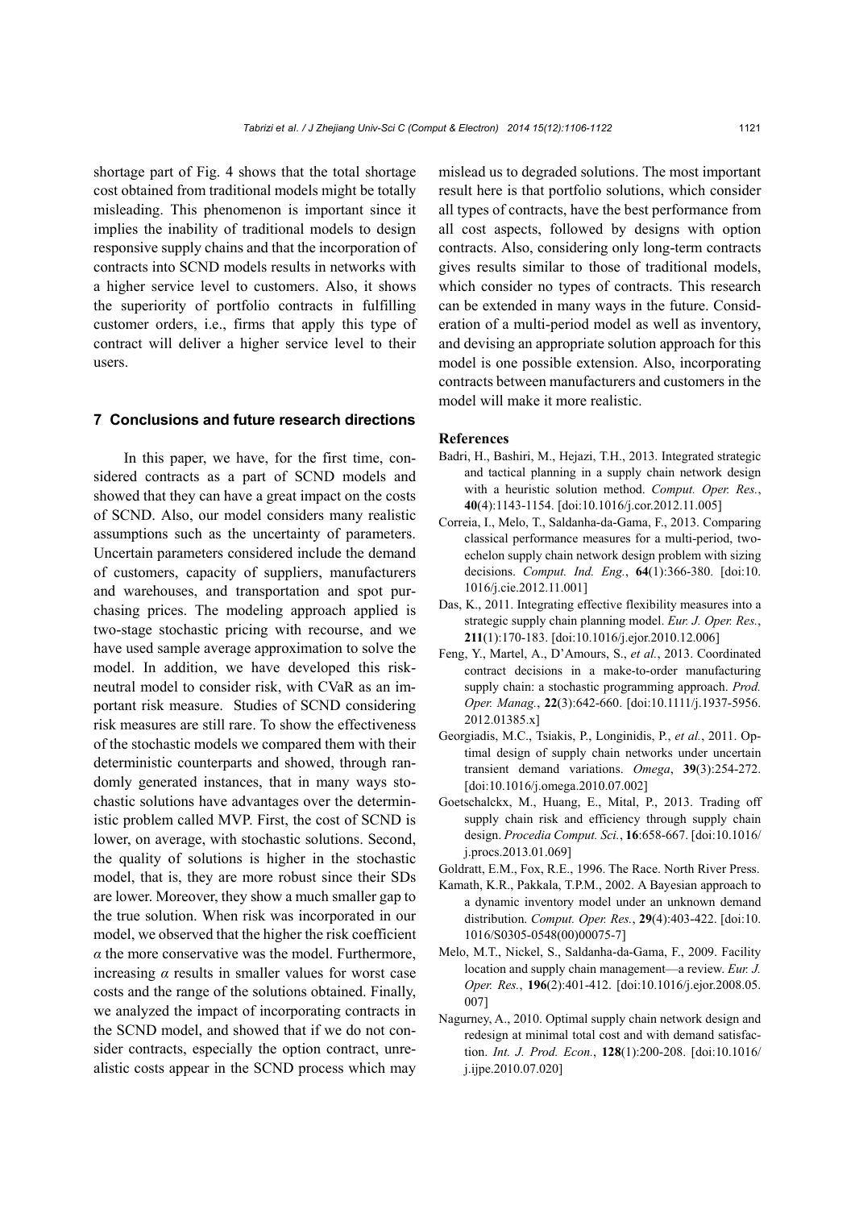shortage part of Fig. 4 shows that the total shortage cost obtained from traditional models might be totally misleading. This phenomenon is important since it implies the inability of traditional models to design responsive supply chains and that the incorporation of contracts into SCND models results in networks with a higher service level to customers. Also, it shows the superiority of portfolio contracts in fulfilling customer orders, i.e., firms that apply this type of contract will deliver a higher service level to their users.

## 7 Conclusions and future research directions

In this paper, we have, for the first time, considered contracts as a part of SCND models and showed that they can have a great impact on the costs of SCND. Also, our model considers many realistic assumptions such as the uncertainty of parameters. Uncertain parameters considered include the demand of customers, capacity of suppliers, manufacturers and warehouses, and transportation and spot purchasing prices. The modeling approach applied is two-stage stochastic pricing with recourse, and we have used sample average approximation to solve the model. In addition, we have developed this risk-neutral model to consider risk, with CVaR as an important risk measure. Studies of SCND considering risk measures are still rare. To show the effectiveness of the stochastic models we compared them with their deterministic counterparts and showed, through randomly generated instances, that in many ways stochastic solutions have advantages over the deterministic problem called MVP. First, the cost of SCND is lower, on average, with stochastic solutions. Second, the quality of solutions is higher in the stochastic model, that is, they are more robust since their SDs are lower. Moreover, they show a much smaller gap to the true solution. When risk was incorporated in our model, we observed that the higher the risk coefficient $\alpha$ the more conservative was the model. Furthermore, increasing $\alpha$ results in smaller values for worst case costs and the range of the solutions obtained. Finally, we analyzed the impact of incorporating contracts in the SCND model, and showed that if we do not consider contracts, especially the option contract, unrealistic costs appear in the SCND process which may mislead us to degraded solutions. The most important result here is that portfolio solutions, which consider all types of contracts, have the best performance from all cost aspects, followed by designs with option contracts. Also, considering only long-term contracts gives results similar to those of traditional models, which consider no types of contracts. This research can be extended in many ways in the future. Consideration of a multi-period model as well as inventory, and devising an appropriate solution approach for this model is one possible extension. Also, incorporating contracts between manufacturers and customers in the model will make it more realistic.

## References

Badri, H., Bashiri, M., Hejazi, T.H., 2013. Integrated strategic and tactical planning in a supply chain network design with a heuristic solution method. *Comput. Oper. Res.*, **40**(4):1143-1154. [doi:10.1016/j.cor.2012.11.005]

Correia, I., Melo, T., Saldanha-da-Gama, F., 2013. Comparing classical performance measures for a multi-period, two-echelon supply chain network design problem with sizing decisions. *Comput. Ind. Eng.*, **64**(1):366-380. [doi:10.1016/j.cie.2012.11.001]

Das, K., 2011. Integrating effective flexibility measures into a strategic supply chain planning model. *Eur. J. Oper. Res.*, **211**(1):170-183. [doi:10.1016/j.ejor.2010.12.006]

Feng, Y., Martel, A., D'Amours, S., *et al.*, 2013. Coordinated contract decisions in a make-to-order manufacturing supply chain: a stochastic programming approach. *Prod. Oper. Manag.*, **22**(3):642-660. [doi:10.1111/j.1937-5956.2012.01385.x]

Georgiadis, M.C., Tsiakis, P., Longinidis, P., *et al.*, 2011. Optimal design of supply chain networks under uncertain transient demand variations. *Omega*, **39**(3):254-272. [doi:10.1016/j.omega.2010.07.002]

Goetschalckx, M., Huang, E., Mital, P., 2013. Trading off supply chain risk and efficiency through supply chain design. *Procedia Comput. Sci.*, **16**:658-667. [doi:10.1016/j.procs.2013.01.069]

Goldratt, E.M., Fox, R.E., 1996. The Race. North River Press.

Kamath, K.R., Pakkala, T.P.M., 2002. A Bayesian approach to a dynamic inventory model under an unknown demand distribution. *Comput. Oper. Res.*, **29**(4):403-422. [doi:10.1016/S0305-0548(00)00075-7]

Melo, M.T., Nickel, S., Saldanha-da-Gama, F., 2009. Facility location and supply chain management—a review. *Eur. J. Oper. Res.*, **196**(2):401-412. [doi:10.1016/j.ejor.2008.05.007]

Nagurney, A., 2010. Optimal supply chain network design and redesign at minimal total cost and with demand satisfaction. *Int. J. Prod. Econ.*, **128**(1):200-208. [doi:10.1016/j.ijpe.2010.07.020]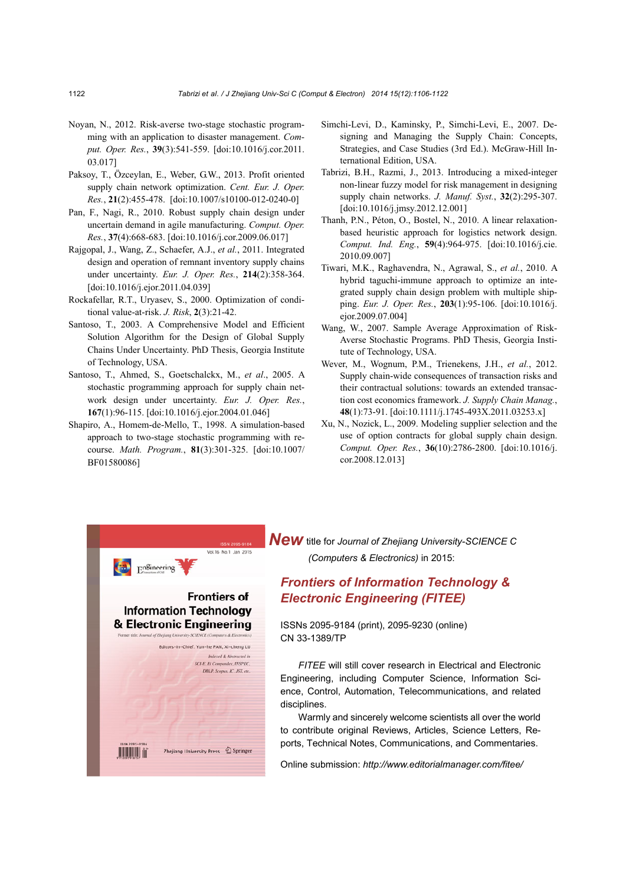Noyan, N., 2012. Risk-averse two-stage stochastic programming with an application to disaster management. *Comput. Oper. Res.*, **39**(3):541-559. [doi:10.1016/j.cor.2011.03.017]

Paksoy, T., Özceylan, E., Weber, G.W., 2013. Profit oriented supply chain network optimization. *Cent. Eur. J. Oper. Res.*, **21**(2):455-478. [doi:10.1007/s10100-012-0240-0]

Pan, F., Nagi, R., 2010. Robust supply chain design under uncertain demand in agile manufacturing. *Comput. Oper. Res.*, **37**(4):668-683. [doi:10.1016/j.cor.2009.06.017]

Rajgopal, J., Wang, Z., Schaefer, A.J., *et al.*, 2011. Integrated design and operation of remnant inventory supply chains under uncertainty. *Eur. J. Oper. Res.*, **214**(2):358-364. [doi:10.1016/j.ejor.2011.04.039]

Rockafellar, R.T., Uryasev, S., 2000. Optimization of conditional value-at-risk. *J. Risk*, **2**(3):21-42.

Santoso, T., 2003. A Comprehensive Model and Efficient Solution Algorithm for the Design of Global Supply Chains Under Uncertainty. PhD Thesis, Georgia Institute of Technology, USA.

Santoso, T., Ahmed, S., Goetschalckx, M., *et al.*, 2005. A stochastic programming approach for supply chain network design under uncertainty. *Eur. J. Oper. Res.*, **167**(1):96-115. [doi:10.1016/j.ejor.2004.01.046]

Shapiro, A., Homem-de-Mello, T., 1998. A simulation-based approach to two-stage stochastic programming with recourse. *Math. Program.*, **81**(3):301-325. [doi:10.1007/BF01580086]

Simchi-Levi, D., Kaminsky, P., Simchi-Levi, E., 2007. Designing and Managing the Supply Chain: Concepts, Strategies, and Case Studies (3rd Ed.). McGraw-Hill International Edition, USA.

Tabrizi, B.H., Razmi, J., 2013. Introducing a mixed-integer non-linear fuzzy model for risk management in designing supply chain networks. *J. Manuf. Syst.*, **32**(2):295-307. [doi:10.1016/j.jmsy.2012.12.001]

Thanh, P.N., Péton, O., Bostel, N., 2010. A linear relaxation-based heuristic approach for logistics network design. *Comput. Ind. Eng.*, **59**(4):964-975. [doi:10.1016/j.cie.2010.09.007]

Tiwari, M.K., Raghavendra, N., Agrawal, S., *et al.*, 2010. A hybrid taguchi-immune approach to optimize an integrated supply chain design problem with multiple shipping. *Eur. J. Oper. Res.*, **203**(1):95-106. [doi:10.1016/j.ejor.2009.07.004]

Wang, W., 2007. Sample Average Approximation of Risk-Averse Stochastic Programs. PhD Thesis, Georgia Institute of Technology, USA.

Wever, M., Wognum, P.M., Trienekens, J.H., *et al.*, 2012. Supply chain-wide consequences of transaction risks and their contractual solutions: towards an extended transaction cost economics framework. *J. Supply Chain Manag.*, **48**(1):73-91. [doi:10.1111/j.1745-493X.2011.03253.x]

Xu, N., Nozick, L., 2009. Modeling supplier selection and the use of option contracts for global supply chain design. *Comput. Oper. Res.*, **36**(10):2786-2800. [doi:10.1016/j.cor.2008.12.013]

---

**New** title for *Journal of Zhejiang University-SCIENCE C (Computers & Electronics)* in 2015:

## *Frontiers of Information Technology & Electronic Engineering (FITEE)*

ISSNs 2095-9184 (print), 2095-9230 (online)
CN 33-1389/TP

*FITEE* will still cover research in Electrical and Electronic Engineering, including Computer Science, Information Science, Control, Automation, Telecommunications, and related disciplines.

Warmly and sincerely welcome scientists all over the world to contribute original Reviews, Articles, Science Letters, Reports, Technical Notes, Communications, and Commentaries.

Online submission: *http://www.editorialmanager.com/fitee/*